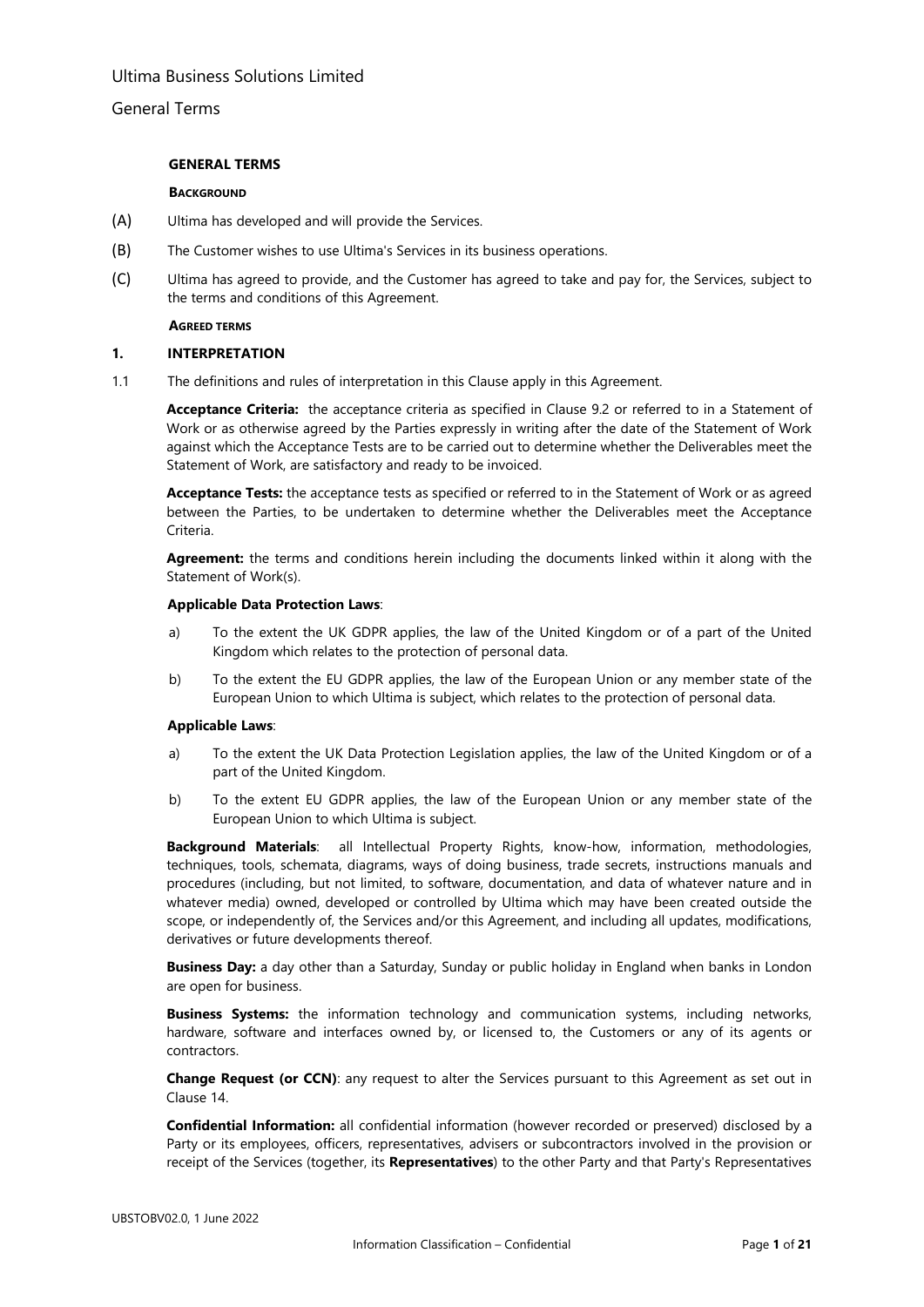## GENERAL TERMS

**BACKGROUND**

(A) Ultima has developed and will provide the Services.

(B) The Customer wishes to use Ultima's Services in its business operations.

(C) Ultima has agreed to provide, and the Customer has agreed to take and pay for, the Services, subject to the terms and conditions of this Agreement.

**AGREED TERMS**

### 1. INTERPRETATION

1.1 The definitions and rules of interpretation in this Clause apply in this Agreement.

**Acceptance Criteria:** the acceptance criteria as specified in Clause 9.2 or referred to in a Statement of Work or as otherwise agreed by the Parties expressly in writing after the date of the Statement of Work against which the Acceptance Tests are to be carried out to determine whether the Deliverables meet the Statement of Work, are satisfactory and ready to be invoiced.

**Acceptance Tests:** the acceptance tests as specified or referred to in the Statement of Work or as agreed between the Parties, to be undertaken to determine whether the Deliverables meet the Acceptance Criteria.

**Agreement:** the terms and conditions herein including the documents linked within it along with the Statement of Work(s).

**Applicable Data Protection Laws**:

a) To the extent the UK GDPR applies, the law of the United Kingdom or of a part of the United Kingdom which relates to the protection of personal data.

b) To the extent the EU GDPR applies, the law of the European Union or any member state of the European Union to which Ultima is subject, which relates to the protection of personal data.

**Applicable Laws**:

a) To the extent the UK Data Protection Legislation applies, the law of the United Kingdom or of a part of the United Kingdom.

b) To the extent EU GDPR applies, the law of the European Union or any member state of the European Union to which Ultima is subject.

**Background Materials**: all Intellectual Property Rights, know-how, information, methodologies, techniques, tools, schemata, diagrams, ways of doing business, trade secrets, instructions manuals and procedures (including, but not limited, to software, documentation, and data of whatever nature and in whatever media) owned, developed or controlled by Ultima which may have been created outside the scope, or independently of, the Services and/or this Agreement, and including all updates, modifications, derivatives or future developments thereof.

**Business Day:** a day other than a Saturday, Sunday or public holiday in England when banks in London are open for business.

**Business Systems:** the information technology and communication systems, including networks, hardware, software and interfaces owned by, or licensed to, the Customers or any of its agents or contractors.

**Change Request (or CCN)**: any request to alter the Services pursuant to this Agreement as set out in Clause 14.

**Confidential Information:** all confidential information (however recorded or preserved) disclosed by a Party or its employees, officers, representatives, advisers or subcontractors involved in the provision or receipt of the Services (together, its **Representatives**) to the other Party and that Party's Representatives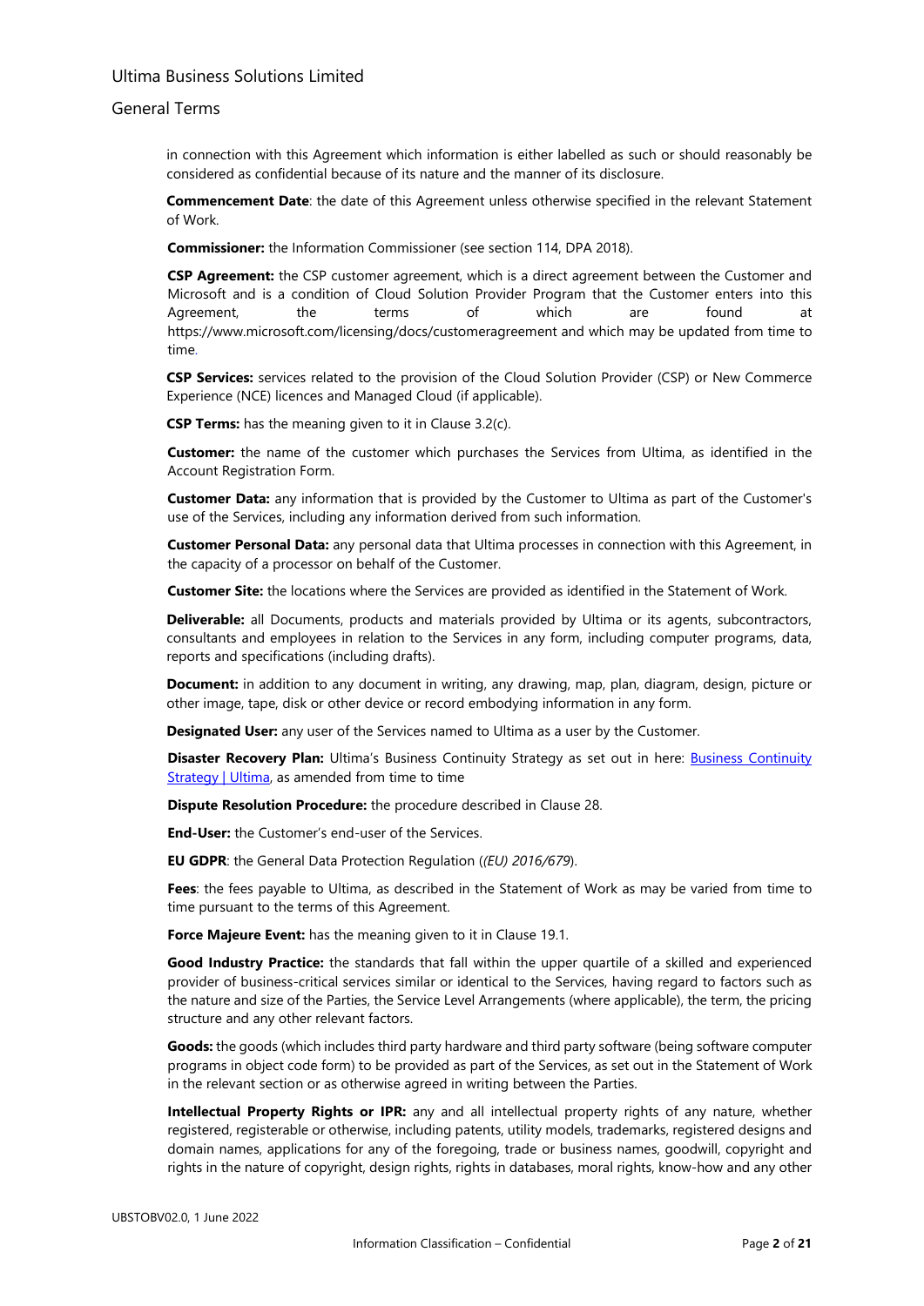in connection with this Agreement which information is either labelled as such or should reasonably be considered as confidential because of its nature and the manner of its disclosure.

**Commencement Date**: the date of this Agreement unless otherwise specified in the relevant Statement of Work.

**Commissioner:** the Information Commissioner (see section 114, DPA 2018).

**CSP Agreement:** the CSP customer agreement, which is a direct agreement between the Customer and Microsoft and is a condition of Cloud Solution Provider Program that the Customer enters into this Agreement, the terms of which are found at https://www.microsoft.com/licensing/docs/customeragreement and which may be updated from time to time.

**CSP Services:** services related to the provision of the Cloud Solution Provider (CSP) or New Commerce Experience (NCE) licences and Managed Cloud (if applicable).

**CSP Terms:** has the meaning given to it in Clause 3.2(c).

**Customer:** the name of the customer which purchases the Services from Ultima, as identified in the Account Registration Form.

**Customer Data:** any information that is provided by the Customer to Ultima as part of the Customer's use of the Services, including any information derived from such information.

**Customer Personal Data:** any personal data that Ultima processes in connection with this Agreement, in the capacity of a processor on behalf of the Customer.

**Customer Site:** the locations where the Services are provided as identified in the Statement of Work.

**Deliverable:** all Documents, products and materials provided by Ultima or its agents, subcontractors, consultants and employees in relation to the Services in any form, including computer programs, data, reports and specifications (including drafts).

**Document:** in addition to any document in writing, any drawing, map, plan, diagram, design, picture or other image, tape, disk or other device or record embodying information in any form.

**Designated User:** any user of the Services named to Ultima as a user by the Customer.

**Disaster Recovery Plan:** Ultima's Business Continuity Strategy as set out in here: [Business Continuity Strategy | Ultima](), as amended from time to time

**Dispute Resolution Procedure:** the procedure described in Clause 28.

**End-User:** the Customer's end-user of the Services.

**EU GDPR**: the General Data Protection Regulation (*(EU) 2016/679*).

**Fees**: the fees payable to Ultima, as described in the Statement of Work as may be varied from time to time pursuant to the terms of this Agreement.

**Force Majeure Event:** has the meaning given to it in Clause 19.1.

**Good Industry Practice:** the standards that fall within the upper quartile of a skilled and experienced provider of business-critical services similar or identical to the Services, having regard to factors such as the nature and size of the Parties, the Service Level Arrangements (where applicable), the term, the pricing structure and any other relevant factors.

**Goods:** the goods (which includes third party hardware and third party software (being software computer programs in object code form) to be provided as part of the Services, as set out in the Statement of Work in the relevant section or as otherwise agreed in writing between the Parties.

**Intellectual Property Rights or IPR:** any and all intellectual property rights of any nature, whether registered, registerable or otherwise, including patents, utility models, trademarks, registered designs and domain names, applications for any of the foregoing, trade or business names, goodwill, copyright and rights in the nature of copyright, design rights, rights in databases, moral rights, know-how and any other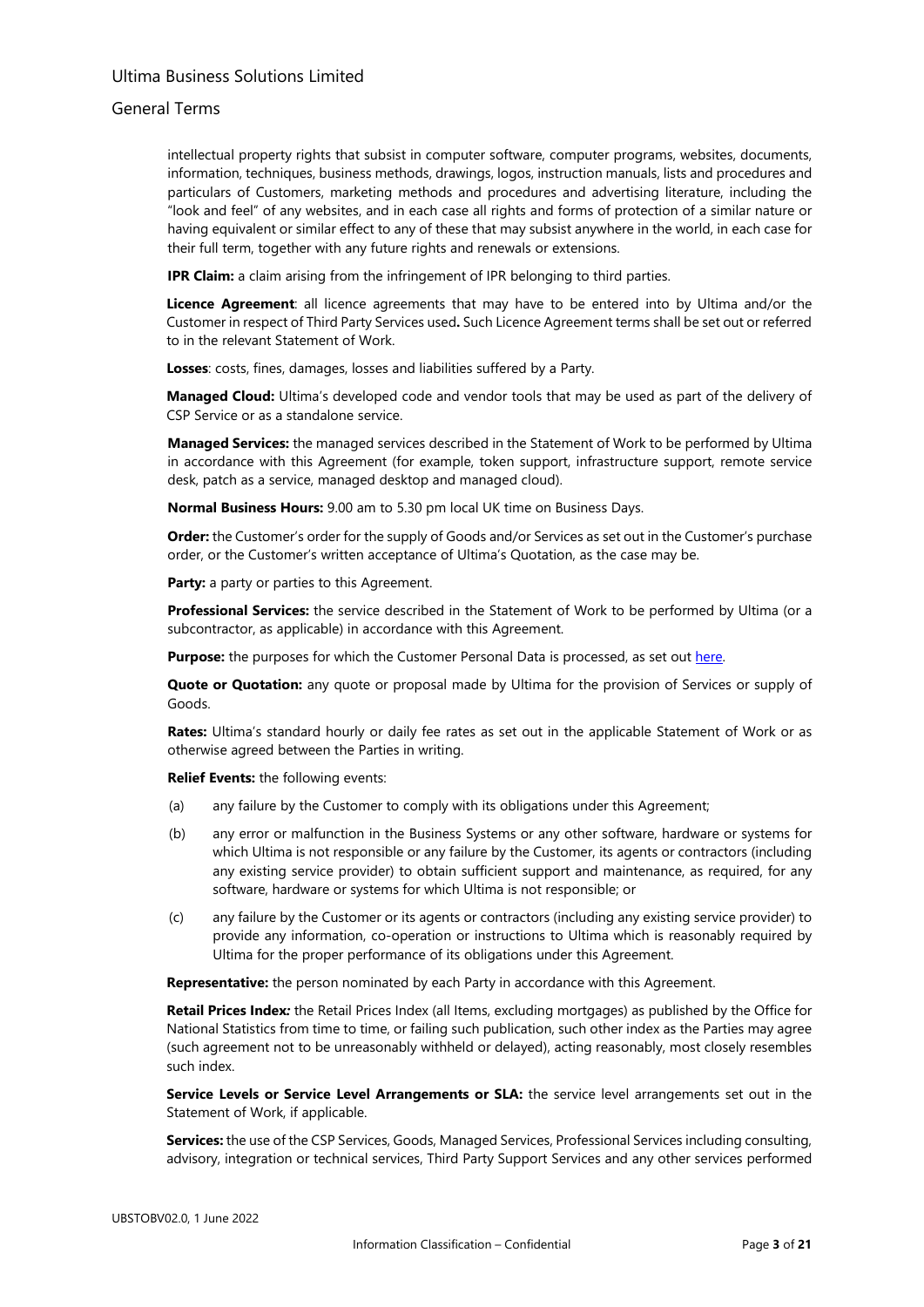intellectual property rights that subsist in computer software, computer programs, websites, documents, information, techniques, business methods, drawings, logos, instruction manuals, lists and procedures and particulars of Customers, marketing methods and procedures and advertising literature, including the "look and feel" of any websites, and in each case all rights and forms of protection of a similar nature or having equivalent or similar effect to any of these that may subsist anywhere in the world, in each case for their full term, together with any future rights and renewals or extensions.

**IPR Claim:** a claim arising from the infringement of IPR belonging to third parties.

**Licence Agreement**: all licence agreements that may have to be entered into by Ultima and/or the Customer in respect of Third Party Services used**.** Such Licence Agreement terms shall be set out or referred to in the relevant Statement of Work.

**Losses**: costs, fines, damages, losses and liabilities suffered by a Party.

**Managed Cloud:** Ultima's developed code and vendor tools that may be used as part of the delivery of CSP Service or as a standalone service.

**Managed Services:** the managed services described in the Statement of Work to be performed by Ultima in accordance with this Agreement (for example, token support, infrastructure support, remote service desk, patch as a service, managed desktop and managed cloud).

**Normal Business Hours:** 9.00 am to 5.30 pm local UK time on Business Days.

**Order:** the Customer's order for the supply of Goods and/or Services as set out in the Customer's purchase order, or the Customer's written acceptance of Ultima's Quotation, as the case may be.

**Party:** a party or parties to this Agreement.

**Professional Services:** the service described in the Statement of Work to be performed by Ultima (or a subcontractor, as applicable) in accordance with this Agreement.

**Purpose:** the purposes for which the Customer Personal Data is processed, as set out here.

**Quote or Quotation:** any quote or proposal made by Ultima for the provision of Services or supply of Goods.

**Rates:** Ultima's standard hourly or daily fee rates as set out in the applicable Statement of Work or as otherwise agreed between the Parties in writing.

**Relief Events:** the following events:

(a) any failure by the Customer to comply with its obligations under this Agreement;

(b) any error or malfunction in the Business Systems or any other software, hardware or systems for which Ultima is not responsible or any failure by the Customer, its agents or contractors (including any existing service provider) to obtain sufficient support and maintenance, as required, for any software, hardware or systems for which Ultima is not responsible; or

(c) any failure by the Customer or its agents or contractors (including any existing service provider) to provide any information, co-operation or instructions to Ultima which is reasonably required by Ultima for the proper performance of its obligations under this Agreement.

**Representative:** the person nominated by each Party in accordance with this Agreement.

**Retail Prices Index***:* the Retail Prices Index (all Items, excluding mortgages) as published by the Office for National Statistics from time to time, or failing such publication, such other index as the Parties may agree (such agreement not to be unreasonably withheld or delayed), acting reasonably, most closely resembles such index.

**Service Levels or Service Level Arrangements or SLA:** the service level arrangements set out in the Statement of Work, if applicable.

**Services:** the use of the CSP Services, Goods, Managed Services, Professional Services including consulting, advisory, integration or technical services, Third Party Support Services and any other services performed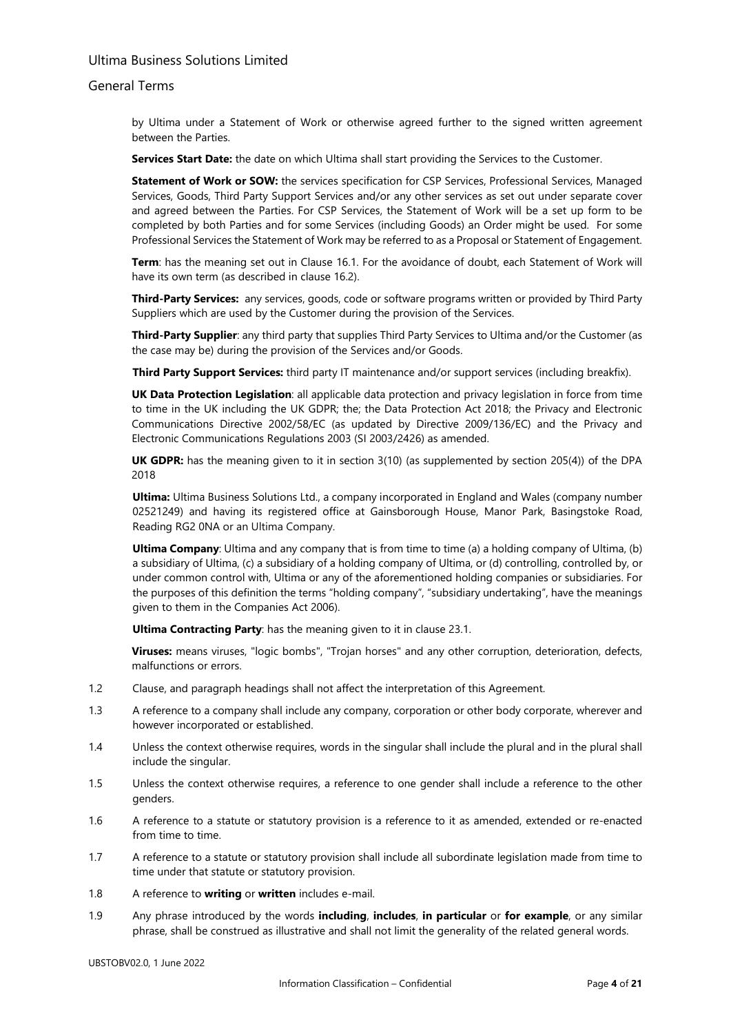by Ultima under a Statement of Work or otherwise agreed further to the signed written agreement between the Parties.

**Services Start Date:** the date on which Ultima shall start providing the Services to the Customer.

**Statement of Work or SOW:** the services specification for CSP Services, Professional Services, Managed Services, Goods, Third Party Support Services and/or any other services as set out under separate cover and agreed between the Parties. For CSP Services, the Statement of Work will be a set up form to be completed by both Parties and for some Services (including Goods) an Order might be used. For some Professional Services the Statement of Work may be referred to as a Proposal or Statement of Engagement.

**Term**: has the meaning set out in Clause 16.1. For the avoidance of doubt, each Statement of Work will have its own term (as described in clause 16.2).

**Third-Party Services:** any services, goods, code or software programs written or provided by Third Party Suppliers which are used by the Customer during the provision of the Services.

**Third-Party Supplier**: any third party that supplies Third Party Services to Ultima and/or the Customer (as the case may be) during the provision of the Services and/or Goods.

**Third Party Support Services:** third party IT maintenance and/or support services (including breakfix).

**UK Data Protection Legislation**: all applicable data protection and privacy legislation in force from time to time in the UK including the UK GDPR; the; the Data Protection Act 2018; the Privacy and Electronic Communications Directive 2002/58/EC (as updated by Directive 2009/136/EC) and the Privacy and Electronic Communications Regulations 2003 (SI 2003/2426) as amended.

**UK GDPR:** has the meaning given to it in section 3(10) (as supplemented by section 205(4)) of the DPA 2018

**Ultima:** Ultima Business Solutions Ltd., a company incorporated in England and Wales (company number 02521249) and having its registered office at Gainsborough House, Manor Park, Basingstoke Road, Reading RG2 0NA or an Ultima Company.

**Ultima Company**: Ultima and any company that is from time to time (a) a holding company of Ultima, (b) a subsidiary of Ultima, (c) a subsidiary of a holding company of Ultima, or (d) controlling, controlled by, or under common control with, Ultima or any of the aforementioned holding companies or subsidiaries. For the purposes of this definition the terms "holding company", "subsidiary undertaking", have the meanings given to them in the Companies Act 2006).

**Ultima Contracting Party**: has the meaning given to it in clause 23.1.

**Viruses:** means viruses, "logic bombs", "Trojan horses" and any other corruption, deterioration, defects, malfunctions or errors.

1.2 Clause, and paragraph headings shall not affect the interpretation of this Agreement.

1.3 A reference to a company shall include any company, corporation or other body corporate, wherever and however incorporated or established.

1.4 Unless the context otherwise requires, words in the singular shall include the plural and in the plural shall include the singular.

1.5 Unless the context otherwise requires, a reference to one gender shall include a reference to the other genders.

1.6 A reference to a statute or statutory provision is a reference to it as amended, extended or re-enacted from time to time.

1.7 A reference to a statute or statutory provision shall include all subordinate legislation made from time to time under that statute or statutory provision.

1.8 A reference to **writing** or **written** includes e-mail.

1.9 Any phrase introduced by the words **including**, **includes**, **in particular** or **for example**, or any similar phrase, shall be construed as illustrative and shall not limit the generality of the related general words.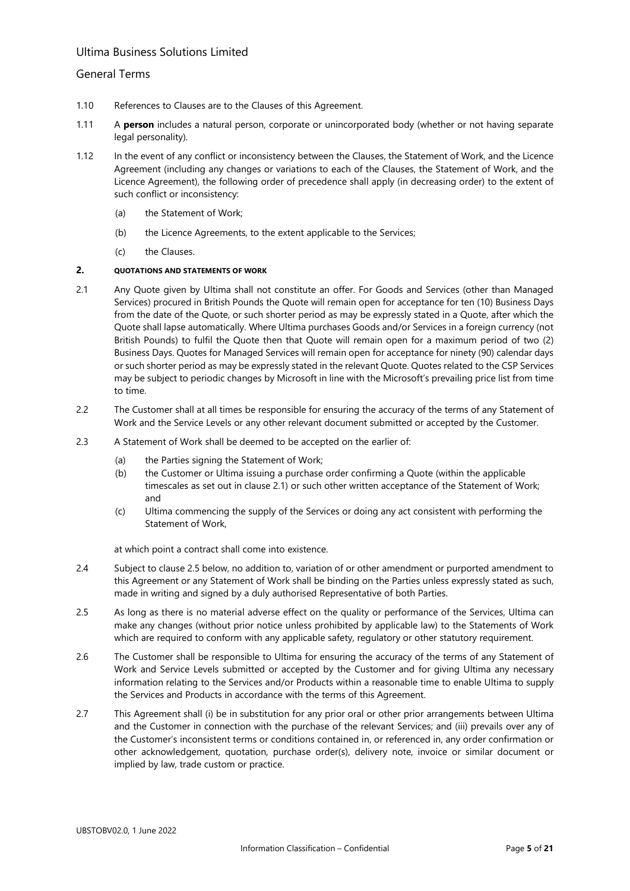1.10 References to Clauses are to the Clauses of this Agreement.

1.11 A **person** includes a natural person, corporate or unincorporated body (whether or not having separate legal personality).

1.12 In the event of any conflict or inconsistency between the Clauses, the Statement of Work, and the Licence Agreement (including any changes or variations to each of the Clauses, the Statement of Work, and the Licence Agreement), the following order of precedence shall apply (in decreasing order) to the extent of such conflict or inconsistency:

(a) the Statement of Work;

(b) the Licence Agreements, to the extent applicable to the Services;

(c) the Clauses.

## 2. QUOTATIONS AND STATEMENTS OF WORK

2.1 Any Quote given by Ultima shall not constitute an offer. For Goods and Services (other than Managed Services) procured in British Pounds the Quote will remain open for acceptance for ten (10) Business Days from the date of the Quote, or such shorter period as may be expressly stated in a Quote, after which the Quote shall lapse automatically. Where Ultima purchases Goods and/or Services in a foreign currency (not British Pounds) to fulfil the Quote then that Quote will remain open for a maximum period of two (2) Business Days. Quotes for Managed Services will remain open for acceptance for ninety (90) calendar days or such shorter period as may be expressly stated in the relevant Quote. Quotes related to the CSP Services may be subject to periodic changes by Microsoft in line with the Microsoft's prevailing price list from time to time.

2.2 The Customer shall at all times be responsible for ensuring the accuracy of the terms of any Statement of Work and the Service Levels or any other relevant document submitted or accepted by the Customer.

2.3 A Statement of Work shall be deemed to be accepted on the earlier of:

(a) the Parties signing the Statement of Work;

(b) the Customer or Ultima issuing a purchase order confirming a Quote (within the applicable timescales as set out in clause 2.1) or such other written acceptance of the Statement of Work; and

(c) Ultima commencing the supply of the Services or doing any act consistent with performing the Statement of Work,

at which point a contract shall come into existence.

2.4 Subject to clause 2.5 below, no addition to, variation of or other amendment or purported amendment to this Agreement or any Statement of Work shall be binding on the Parties unless expressly stated as such, made in writing and signed by a duly authorised Representative of both Parties.

2.5 As long as there is no material adverse effect on the quality or performance of the Services, Ultima can make any changes (without prior notice unless prohibited by applicable law) to the Statements of Work which are required to conform with any applicable safety, regulatory or other statutory requirement.

2.6 The Customer shall be responsible to Ultima for ensuring the accuracy of the terms of any Statement of Work and Service Levels submitted or accepted by the Customer and for giving Ultima any necessary information relating to the Services and/or Products within a reasonable time to enable Ultima to supply the Services and Products in accordance with the terms of this Agreement.

2.7 This Agreement shall (i) be in substitution for any prior oral or other prior arrangements between Ultima and the Customer in connection with the purchase of the relevant Services; and (iii) prevails over any of the Customer's inconsistent terms or conditions contained in, or referenced in, any order confirmation or other acknowledgement, quotation, purchase order(s), delivery note, invoice or similar document or implied by law, trade custom or practice.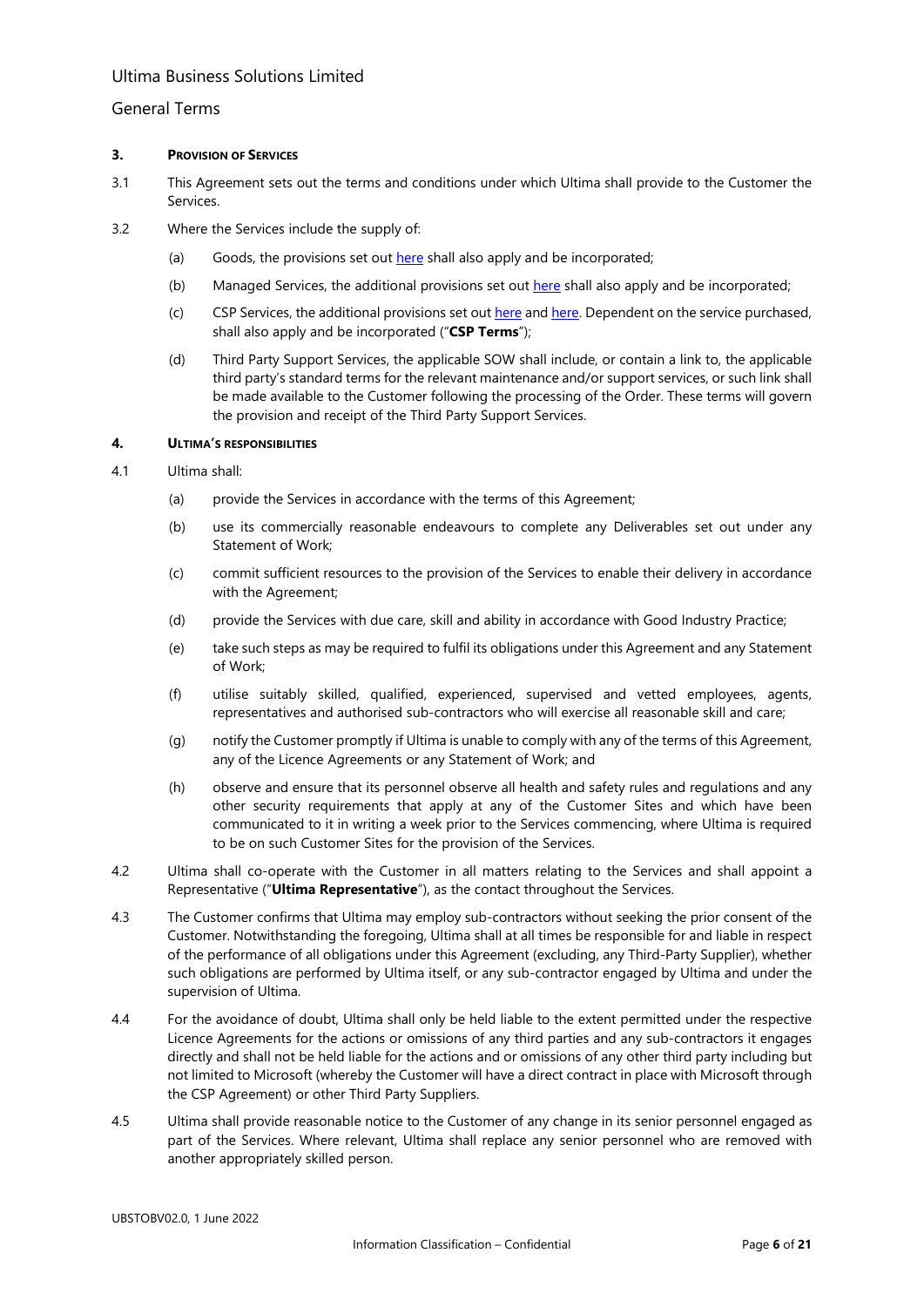### 3. PROVISION OF SERVICES

3.1 This Agreement sets out the terms and conditions under which Ultima shall provide to the Customer the Services.

3.2 Where the Services include the supply of:

(a) Goods, the provisions set out here shall also apply and be incorporated;

(b) Managed Services, the additional provisions set out here shall also apply and be incorporated;

(c) CSP Services, the additional provisions set out here and here. Dependent on the service purchased, shall also apply and be incorporated ("**CSP Terms**");

(d) Third Party Support Services, the applicable SOW shall include, or contain a link to, the applicable third party's standard terms for the relevant maintenance and/or support services, or such link shall be made available to the Customer following the processing of the Order. These terms will govern the provision and receipt of the Third Party Support Services.

### 4. ULTIMA'S RESPONSIBILITIES

4.1 Ultima shall:

(a) provide the Services in accordance with the terms of this Agreement;

(b) use its commercially reasonable endeavours to complete any Deliverables set out under any Statement of Work;

(c) commit sufficient resources to the provision of the Services to enable their delivery in accordance with the Agreement;

(d) provide the Services with due care, skill and ability in accordance with Good Industry Practice;

(e) take such steps as may be required to fulfil its obligations under this Agreement and any Statement of Work;

(f) utilise suitably skilled, qualified, experienced, supervised and vetted employees, agents, representatives and authorised sub-contractors who will exercise all reasonable skill and care;

(g) notify the Customer promptly if Ultima is unable to comply with any of the terms of this Agreement, any of the Licence Agreements or any Statement of Work; and

(h) observe and ensure that its personnel observe all health and safety rules and regulations and any other security requirements that apply at any of the Customer Sites and which have been communicated to it in writing a week prior to the Services commencing, where Ultima is required to be on such Customer Sites for the provision of the Services.

4.2 Ultima shall co-operate with the Customer in all matters relating to the Services and shall appoint a Representative ("**Ultima Representative**"), as the contact throughout the Services.

4.3 The Customer confirms that Ultima may employ sub-contractors without seeking the prior consent of the Customer. Notwithstanding the foregoing, Ultima shall at all times be responsible for and liable in respect of the performance of all obligations under this Agreement (excluding, any Third-Party Supplier), whether such obligations are performed by Ultima itself, or any sub-contractor engaged by Ultima and under the supervision of Ultima.

4.4 For the avoidance of doubt, Ultima shall only be held liable to the extent permitted under the respective Licence Agreements for the actions or omissions of any third parties and any sub-contractors it engages directly and shall not be held liable for the actions and or omissions of any other third party including but not limited to Microsoft (whereby the Customer will have a direct contract in place with Microsoft through the CSP Agreement) or other Third Party Suppliers.

4.5 Ultima shall provide reasonable notice to the Customer of any change in its senior personnel engaged as part of the Services. Where relevant, Ultima shall replace any senior personnel who are removed with another appropriately skilled person.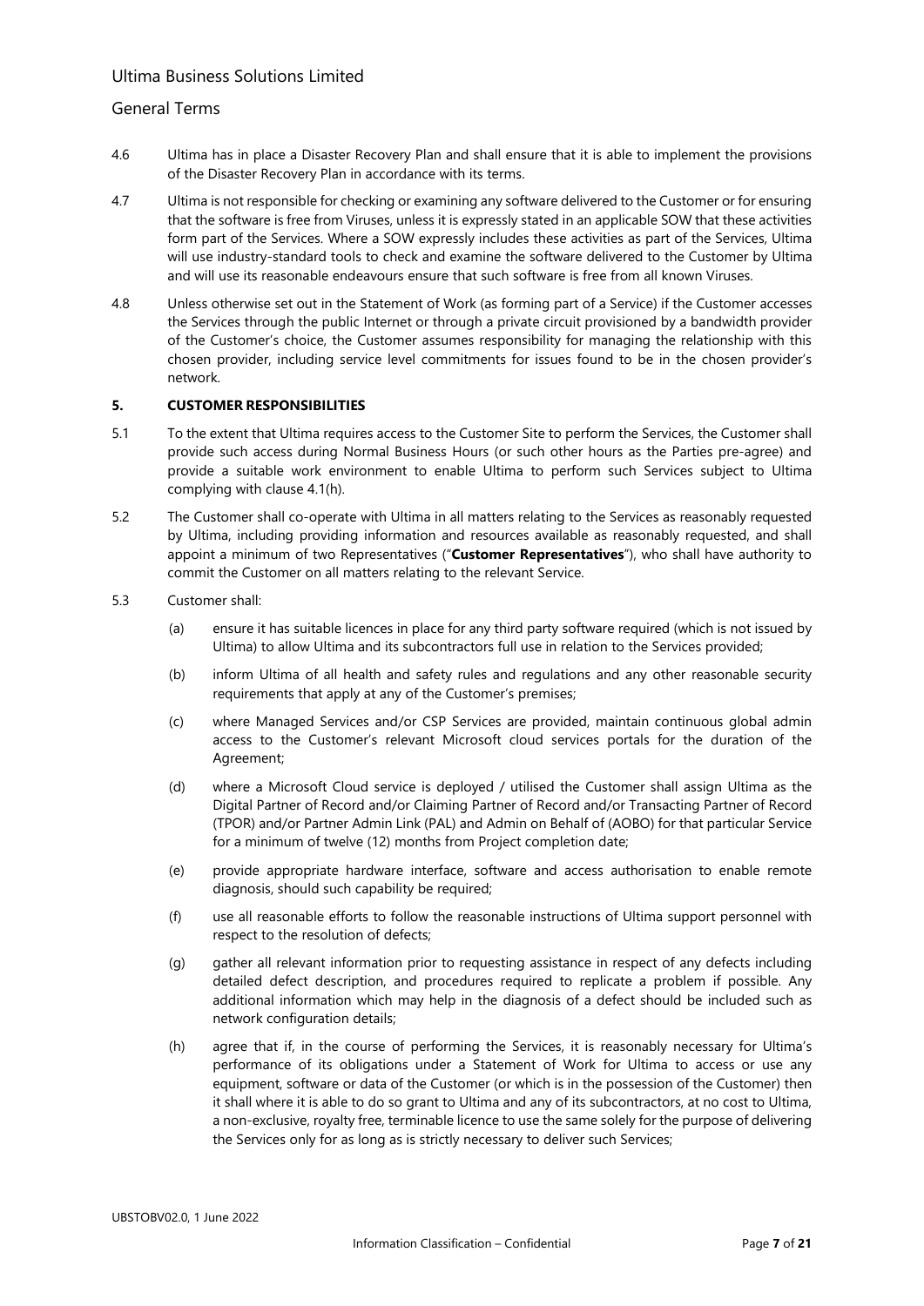4.6 Ultima has in place a Disaster Recovery Plan and shall ensure that it is able to implement the provisions of the Disaster Recovery Plan in accordance with its terms.

4.7 Ultima is not responsible for checking or examining any software delivered to the Customer or for ensuring that the software is free from Viruses, unless it is expressly stated in an applicable SOW that these activities form part of the Services. Where a SOW expressly includes these activities as part of the Services, Ultima will use industry-standard tools to check and examine the software delivered to the Customer by Ultima and will use its reasonable endeavours ensure that such software is free from all known Viruses.

4.8 Unless otherwise set out in the Statement of Work (as forming part of a Service) if the Customer accesses the Services through the public Internet or through a private circuit provisioned by a bandwidth provider of the Customer's choice, the Customer assumes responsibility for managing the relationship with this chosen provider, including service level commitments for issues found to be in the chosen provider's network.

### 5. CUSTOMER RESPONSIBILITIES

5.1 To the extent that Ultima requires access to the Customer Site to perform the Services, the Customer shall provide such access during Normal Business Hours (or such other hours as the Parties pre-agree) and provide a suitable work environment to enable Ultima to perform such Services subject to Ultima complying with clause 4.1(h).

5.2 The Customer shall co-operate with Ultima in all matters relating to the Services as reasonably requested by Ultima, including providing information and resources available as reasonably requested, and shall appoint a minimum of two Representatives ("**Customer Representatives**"), who shall have authority to commit the Customer on all matters relating to the relevant Service.

5.3 Customer shall:

(a) ensure it has suitable licences in place for any third party software required (which is not issued by Ultima) to allow Ultima and its subcontractors full use in relation to the Services provided;

(b) inform Ultima of all health and safety rules and regulations and any other reasonable security requirements that apply at any of the Customer's premises;

(c) where Managed Services and/or CSP Services are provided, maintain continuous global admin access to the Customer's relevant Microsoft cloud services portals for the duration of the Agreement;

(d) where a Microsoft Cloud service is deployed / utilised the Customer shall assign Ultima as the Digital Partner of Record and/or Claiming Partner of Record and/or Transacting Partner of Record (TPOR) and/or Partner Admin Link (PAL) and Admin on Behalf of (AOBO) for that particular Service for a minimum of twelve (12) months from Project completion date;

(e) provide appropriate hardware interface, software and access authorisation to enable remote diagnosis, should such capability be required;

(f) use all reasonable efforts to follow the reasonable instructions of Ultima support personnel with respect to the resolution of defects;

(g) gather all relevant information prior to requesting assistance in respect of any defects including detailed defect description, and procedures required to replicate a problem if possible. Any additional information which may help in the diagnosis of a defect should be included such as network configuration details;

(h) agree that if, in the course of performing the Services, it is reasonably necessary for Ultima's performance of its obligations under a Statement of Work for Ultima to access or use any equipment, software or data of the Customer (or which is in the possession of the Customer) then it shall where it is able to do so grant to Ultima and any of its subcontractors, at no cost to Ultima, a non-exclusive, royalty free, terminable licence to use the same solely for the purpose of delivering the Services only for as long as is strictly necessary to deliver such Services;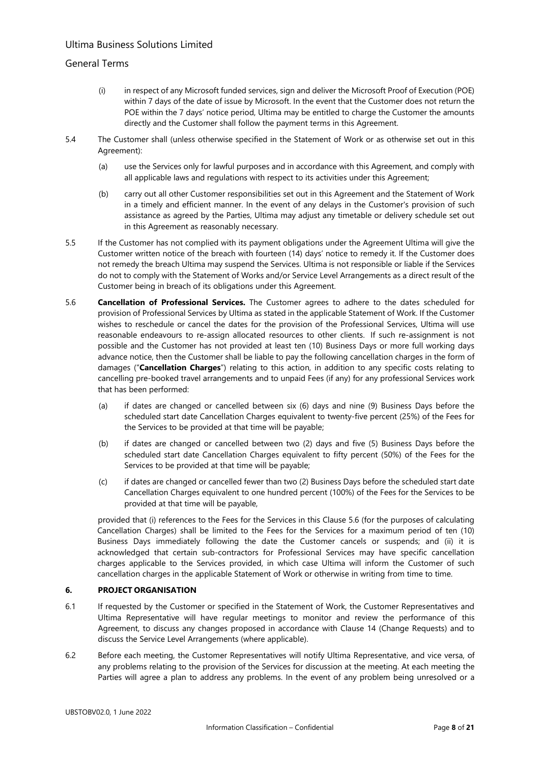(i) in respect of any Microsoft funded services, sign and deliver the Microsoft Proof of Execution (POE) within 7 days of the date of issue by Microsoft. In the event that the Customer does not return the POE within the 7 days' notice period, Ultima may be entitled to charge the Customer the amounts directly and the Customer shall follow the payment terms in this Agreement.

5.4 The Customer shall (unless otherwise specified in the Statement of Work or as otherwise set out in this Agreement):

(a) use the Services only for lawful purposes and in accordance with this Agreement, and comply with all applicable laws and regulations with respect to its activities under this Agreement;

(b) carry out all other Customer responsibilities set out in this Agreement and the Statement of Work in a timely and efficient manner. In the event of any delays in the Customer's provision of such assistance as agreed by the Parties, Ultima may adjust any timetable or delivery schedule set out in this Agreement as reasonably necessary.

5.5 If the Customer has not complied with its payment obligations under the Agreement Ultima will give the Customer written notice of the breach with fourteen (14) days' notice to remedy it. If the Customer does not remedy the breach Ultima may suspend the Services. Ultima is not responsible or liable if the Services do not to comply with the Statement of Works and/or Service Level Arrangements as a direct result of the Customer being in breach of its obligations under this Agreement.

5.6 **Cancellation of Professional Services.** The Customer agrees to adhere to the dates scheduled for provision of Professional Services by Ultima as stated in the applicable Statement of Work. If the Customer wishes to reschedule or cancel the dates for the provision of the Professional Services, Ultima will use reasonable endeavours to re-assign allocated resources to other clients. If such re-assignment is not possible and the Customer has not provided at least ten (10) Business Days or more full working days advance notice, then the Customer shall be liable to pay the following cancellation charges in the form of damages ("**Cancellation Charges**") relating to this action, in addition to any specific costs relating to cancelling pre-booked travel arrangements and to unpaid Fees (if any) for any professional Services work that has been performed:

(a) if dates are changed or cancelled between six (6) days and nine (9) Business Days before the scheduled start date Cancellation Charges equivalent to twenty-five percent (25%) of the Fees for the Services to be provided at that time will be payable;

(b) if dates are changed or cancelled between two (2) days and five (5) Business Days before the scheduled start date Cancellation Charges equivalent to fifty percent (50%) of the Fees for the Services to be provided at that time will be payable;

(c) if dates are changed or cancelled fewer than two (2) Business Days before the scheduled start date Cancellation Charges equivalent to one hundred percent (100%) of the Fees for the Services to be provided at that time will be payable,

provided that (i) references to the Fees for the Services in this Clause 5.6 (for the purposes of calculating Cancellation Charges) shall be limited to the Fees for the Services for a maximum period of ten (10) Business Days immediately following the date the Customer cancels or suspends; and (ii) it is acknowledged that certain sub-contractors for Professional Services may have specific cancellation charges applicable to the Services provided, in which case Ultima will inform the Customer of such cancellation charges in the applicable Statement of Work or otherwise in writing from time to time.

## 6. PROJECT ORGANISATION

6.1 If requested by the Customer or specified in the Statement of Work, the Customer Representatives and Ultima Representative will have regular meetings to monitor and review the performance of this Agreement, to discuss any changes proposed in accordance with Clause 14 (Change Requests) and to discuss the Service Level Arrangements (where applicable).

6.2 Before each meeting, the Customer Representatives will notify Ultima Representative, and vice versa, of any problems relating to the provision of the Services for discussion at the meeting. At each meeting the Parties will agree a plan to address any problems. In the event of any problem being unresolved or a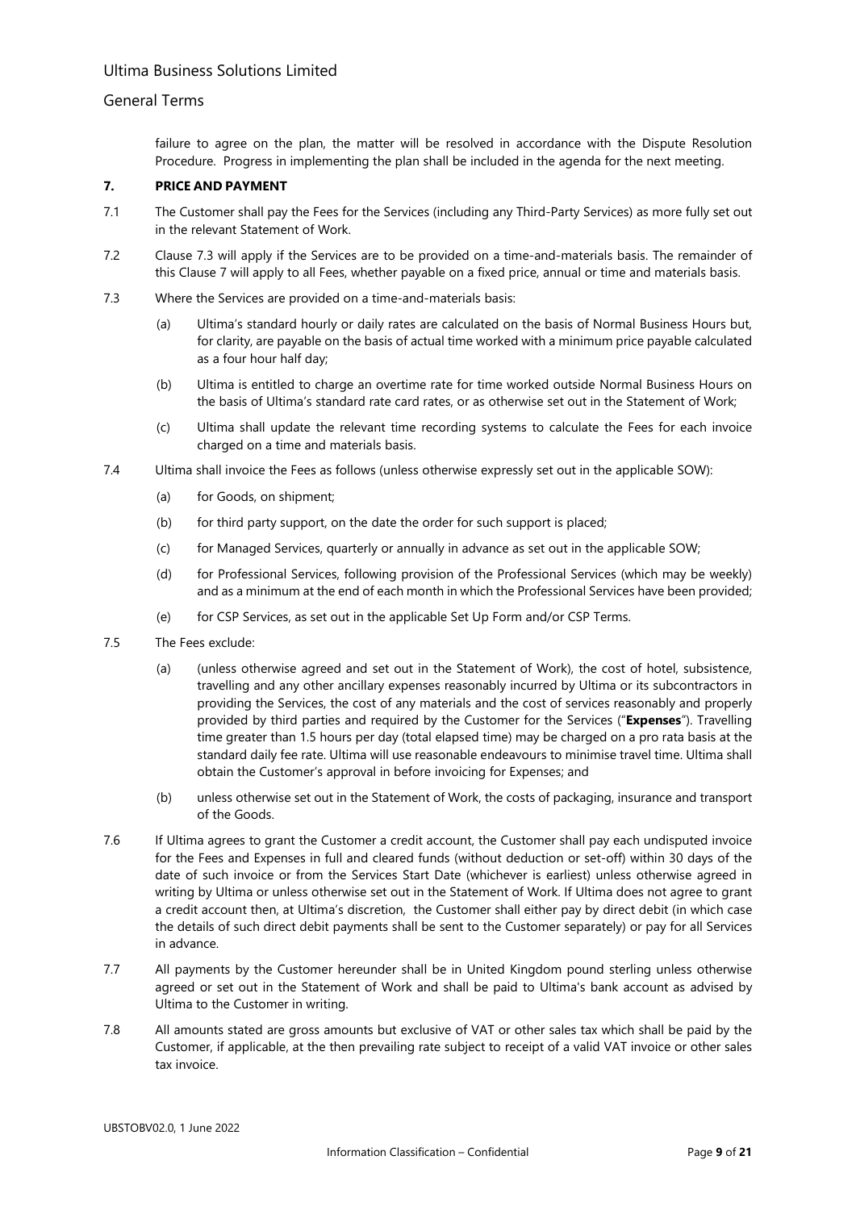failure to agree on the plan, the matter will be resolved in accordance with the Dispute Resolution Procedure. Progress in implementing the plan shall be included in the agenda for the next meeting.

## 7. PRICE AND PAYMENT

7.1 The Customer shall pay the Fees for the Services (including any Third-Party Services) as more fully set out in the relevant Statement of Work.

7.2 Clause 7.3 will apply if the Services are to be provided on a time-and-materials basis. The remainder of this Clause 7 will apply to all Fees, whether payable on a fixed price, annual or time and materials basis.

7.3 Where the Services are provided on a time-and-materials basis:

(a) Ultima's standard hourly or daily rates are calculated on the basis of Normal Business Hours but, for clarity, are payable on the basis of actual time worked with a minimum price payable calculated as a four hour half day;

(b) Ultima is entitled to charge an overtime rate for time worked outside Normal Business Hours on the basis of Ultima's standard rate card rates, or as otherwise set out in the Statement of Work;

(c) Ultima shall update the relevant time recording systems to calculate the Fees for each invoice charged on a time and materials basis.

7.4 Ultima shall invoice the Fees as follows (unless otherwise expressly set out in the applicable SOW):

(a) for Goods, on shipment;

(b) for third party support, on the date the order for such support is placed;

(c) for Managed Services, quarterly or annually in advance as set out in the applicable SOW;

(d) for Professional Services, following provision of the Professional Services (which may be weekly) and as a minimum at the end of each month in which the Professional Services have been provided;

(e) for CSP Services, as set out in the applicable Set Up Form and/or CSP Terms.

7.5 The Fees exclude:

(a) (unless otherwise agreed and set out in the Statement of Work), the cost of hotel, subsistence, travelling and any other ancillary expenses reasonably incurred by Ultima or its subcontractors in providing the Services, the cost of any materials and the cost of services reasonably and properly provided by third parties and required by the Customer for the Services ("**Expenses**"). Travelling time greater than 1.5 hours per day (total elapsed time) may be charged on a pro rata basis at the standard daily fee rate. Ultima will use reasonable endeavours to minimise travel time. Ultima shall obtain the Customer's approval in before invoicing for Expenses; and

(b) unless otherwise set out in the Statement of Work, the costs of packaging, insurance and transport of the Goods.

7.6 If Ultima agrees to grant the Customer a credit account, the Customer shall pay each undisputed invoice for the Fees and Expenses in full and cleared funds (without deduction or set-off) within 30 days of the date of such invoice or from the Services Start Date (whichever is earliest) unless otherwise agreed in writing by Ultima or unless otherwise set out in the Statement of Work. If Ultima does not agree to grant a credit account then, at Ultima's discretion, the Customer shall either pay by direct debit (in which case the details of such direct debit payments shall be sent to the Customer separately) or pay for all Services in advance.

7.7 All payments by the Customer hereunder shall be in United Kingdom pound sterling unless otherwise agreed or set out in the Statement of Work and shall be paid to Ultima's bank account as advised by Ultima to the Customer in writing.

7.8 All amounts stated are gross amounts but exclusive of VAT or other sales tax which shall be paid by the Customer, if applicable, at the then prevailing rate subject to receipt of a valid VAT invoice or other sales tax invoice.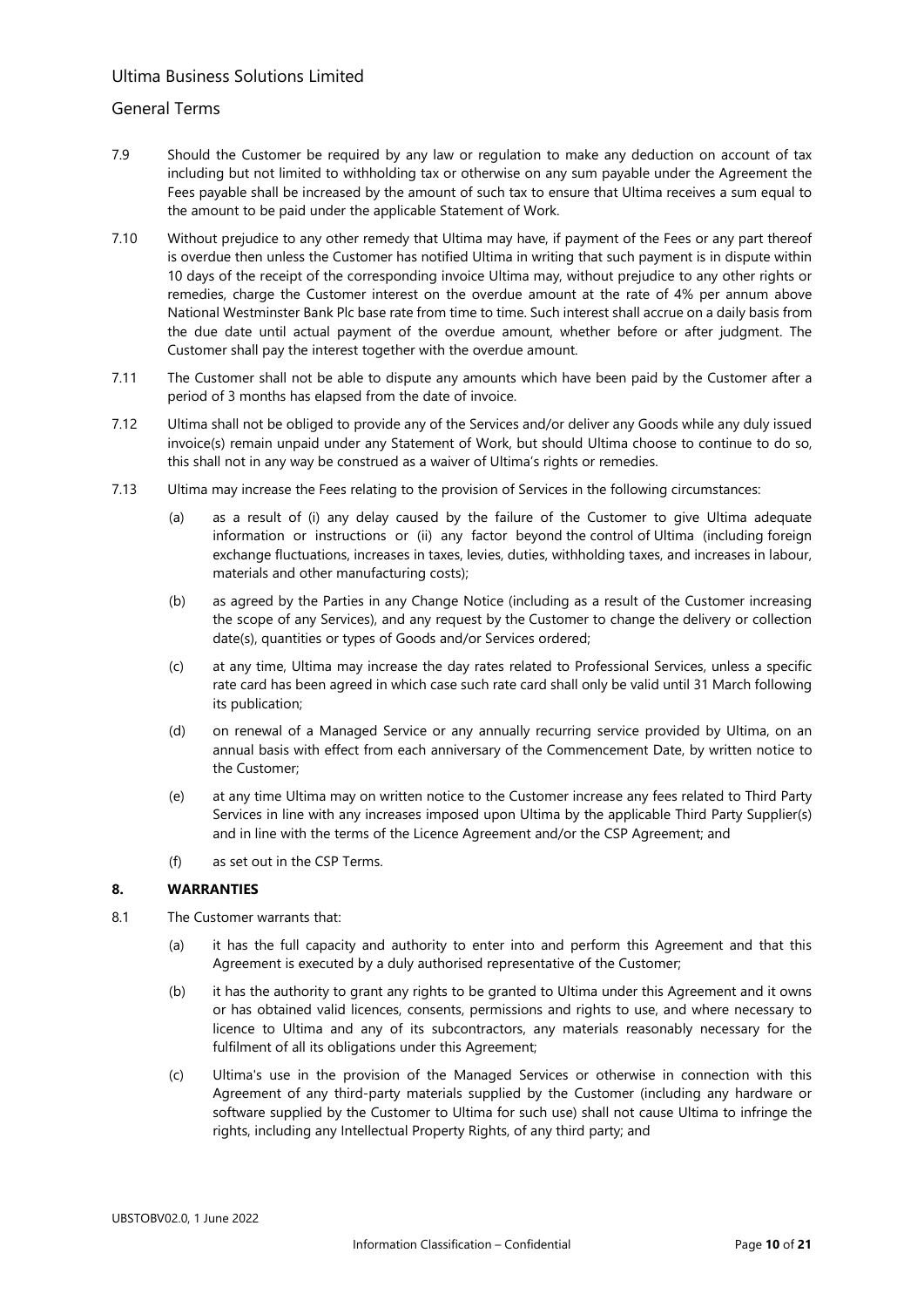7.9 Should the Customer be required by any law or regulation to make any deduction on account of tax including but not limited to withholding tax or otherwise on any sum payable under the Agreement the Fees payable shall be increased by the amount of such tax to ensure that Ultima receives a sum equal to the amount to be paid under the applicable Statement of Work.

7.10 Without prejudice to any other remedy that Ultima may have, if payment of the Fees or any part thereof is overdue then unless the Customer has notified Ultima in writing that such payment is in dispute within 10 days of the receipt of the corresponding invoice Ultima may, without prejudice to any other rights or remedies, charge the Customer interest on the overdue amount at the rate of 4% per annum above National Westminster Bank Plc base rate from time to time. Such interest shall accrue on a daily basis from the due date until actual payment of the overdue amount, whether before or after judgment. The Customer shall pay the interest together with the overdue amount.

7.11 The Customer shall not be able to dispute any amounts which have been paid by the Customer after a period of 3 months has elapsed from the date of invoice.

7.12 Ultima shall not be obliged to provide any of the Services and/or deliver any Goods while any duly issued invoice(s) remain unpaid under any Statement of Work, but should Ultima choose to continue to do so, this shall not in any way be construed as a waiver of Ultima's rights or remedies.

7.13 Ultima may increase the Fees relating to the provision of Services in the following circumstances:

(a) as a result of (i) any delay caused by the failure of the Customer to give Ultima adequate information or instructions or (ii) any factor beyond the control of Ultima (including foreign exchange fluctuations, increases in taxes, levies, duties, withholding taxes, and increases in labour, materials and other manufacturing costs);

(b) as agreed by the Parties in any Change Notice (including as a result of the Customer increasing the scope of any Services), and any request by the Customer to change the delivery or collection date(s), quantities or types of Goods and/or Services ordered;

(c) at any time, Ultima may increase the day rates related to Professional Services, unless a specific rate card has been agreed in which case such rate card shall only be valid until 31 March following its publication;

(d) on renewal of a Managed Service or any annually recurring service provided by Ultima, on an annual basis with effect from each anniversary of the Commencement Date, by written notice to the Customer;

(e) at any time Ultima may on written notice to the Customer increase any fees related to Third Party Services in line with any increases imposed upon Ultima by the applicable Third Party Supplier(s) and in line with the terms of the Licence Agreement and/or the CSP Agreement; and

(f) as set out in the CSP Terms.

## 8. WARRANTIES

8.1 The Customer warrants that:

(a) it has the full capacity and authority to enter into and perform this Agreement and that this Agreement is executed by a duly authorised representative of the Customer;

(b) it has the authority to grant any rights to be granted to Ultima under this Agreement and it owns or has obtained valid licences, consents, permissions and rights to use, and where necessary to licence to Ultima and any of its subcontractors, any materials reasonably necessary for the fulfilment of all its obligations under this Agreement;

(c) Ultima's use in the provision of the Managed Services or otherwise in connection with this Agreement of any third-party materials supplied by the Customer (including any hardware or software supplied by the Customer to Ultima for such use) shall not cause Ultima to infringe the rights, including any Intellectual Property Rights, of any third party; and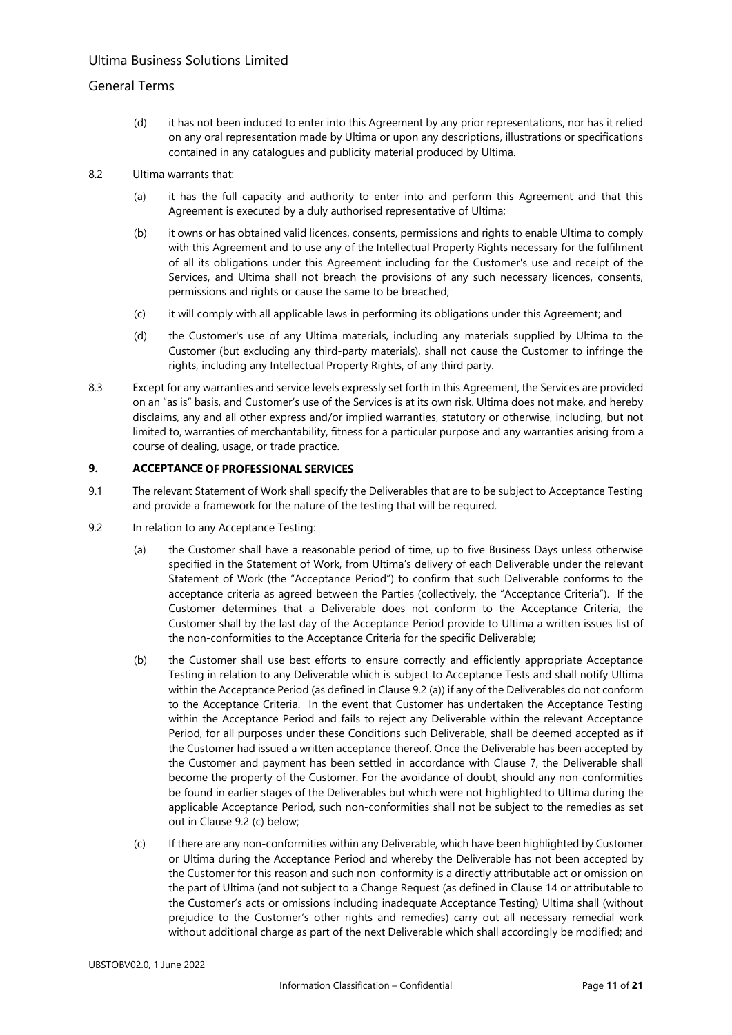(d) it has not been induced to enter into this Agreement by any prior representations, nor has it relied on any oral representation made by Ultima or upon any descriptions, illustrations or specifications contained in any catalogues and publicity material produced by Ultima.

8.2 Ultima warrants that:

(a) it has the full capacity and authority to enter into and perform this Agreement and that this Agreement is executed by a duly authorised representative of Ultima;

(b) it owns or has obtained valid licences, consents, permissions and rights to enable Ultima to comply with this Agreement and to use any of the Intellectual Property Rights necessary for the fulfilment of all its obligations under this Agreement including for the Customer's use and receipt of the Services, and Ultima shall not breach the provisions of any such necessary licences, consents, permissions and rights or cause the same to be breached;

(c) it will comply with all applicable laws in performing its obligations under this Agreement; and

(d) the Customer's use of any Ultima materials, including any materials supplied by Ultima to the Customer (but excluding any third-party materials), shall not cause the Customer to infringe the rights, including any Intellectual Property Rights, of any third party.

8.3 Except for any warranties and service levels expressly set forth in this Agreement, the Services are provided on an "as is" basis, and Customer's use of the Services is at its own risk. Ultima does not make, and hereby disclaims, any and all other express and/or implied warranties, statutory or otherwise, including, but not limited to, warranties of merchantability, fitness for a particular purpose and any warranties arising from a course of dealing, usage, or trade practice.

## 9. ACCEPTANCE OF PROFESSIONAL SERVICES

9.1 The relevant Statement of Work shall specify the Deliverables that are to be subject to Acceptance Testing and provide a framework for the nature of the testing that will be required.

9.2 In relation to any Acceptance Testing:

(a) the Customer shall have a reasonable period of time, up to five Business Days unless otherwise specified in the Statement of Work, from Ultima's delivery of each Deliverable under the relevant Statement of Work (the "Acceptance Period") to confirm that such Deliverable conforms to the acceptance criteria as agreed between the Parties (collectively, the "Acceptance Criteria"). If the Customer determines that a Deliverable does not conform to the Acceptance Criteria, the Customer shall by the last day of the Acceptance Period provide to Ultima a written issues list of the non-conformities to the Acceptance Criteria for the specific Deliverable;

(b) the Customer shall use best efforts to ensure correctly and efficiently appropriate Acceptance Testing in relation to any Deliverable which is subject to Acceptance Tests and shall notify Ultima within the Acceptance Period (as defined in Clause 9.2 (a)) if any of the Deliverables do not conform to the Acceptance Criteria. In the event that Customer has undertaken the Acceptance Testing within the Acceptance Period and fails to reject any Deliverable within the relevant Acceptance Period, for all purposes under these Conditions such Deliverable, shall be deemed accepted as if the Customer had issued a written acceptance thereof. Once the Deliverable has been accepted by the Customer and payment has been settled in accordance with Clause 7, the Deliverable shall become the property of the Customer. For the avoidance of doubt, should any non-conformities be found in earlier stages of the Deliverables but which were not highlighted to Ultima during the applicable Acceptance Period, such non-conformities shall not be subject to the remedies as set out in Clause 9.2 (c) below;

(c) If there are any non-conformities within any Deliverable, which have been highlighted by Customer or Ultima during the Acceptance Period and whereby the Deliverable has not been accepted by the Customer for this reason and such non-conformity is a directly attributable act or omission on the part of Ultima (and not subject to a Change Request (as defined in Clause 14 or attributable to the Customer's acts or omissions including inadequate Acceptance Testing) Ultima shall (without prejudice to the Customer's other rights and remedies) carry out all necessary remedial work without additional charge as part of the next Deliverable which shall accordingly be modified; and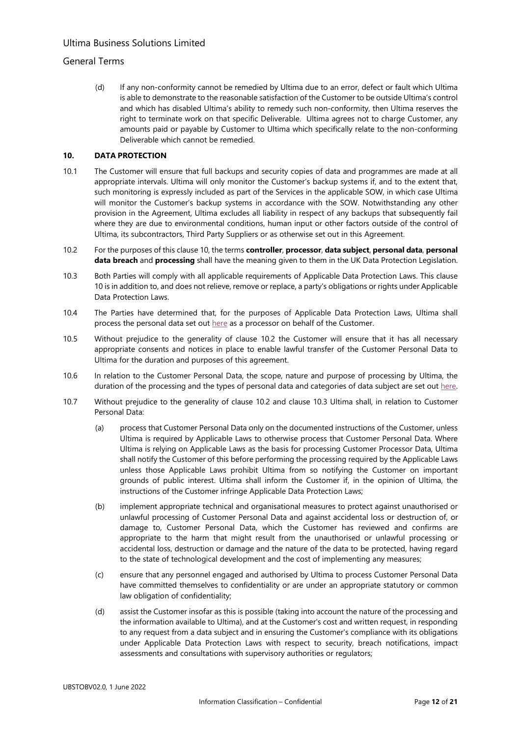(d) If any non-conformity cannot be remedied by Ultima due to an error, defect or fault which Ultima is able to demonstrate to the reasonable satisfaction of the Customer to be outside Ultima's control and which has disabled Ultima's ability to remedy such non-conformity, then Ultima reserves the right to terminate work on that specific Deliverable. Ultima agrees not to charge Customer, any amounts paid or payable by Customer to Ultima which specifically relate to the non-conforming Deliverable which cannot be remedied.

## 10. DATA PROTECTION

10.1 The Customer will ensure that full backups and security copies of data and programmes are made at all appropriate intervals. Ultima will only monitor the Customer's backup systems if, and to the extent that, such monitoring is expressly included as part of the Services in the applicable SOW, in which case Ultima will monitor the Customer's backup systems in accordance with the SOW. Notwithstanding any other provision in the Agreement, Ultima excludes all liability in respect of any backups that subsequently fail where they are due to environmental conditions, human input or other factors outside of the control of Ultima, its subcontractors, Third Party Suppliers or as otherwise set out in this Agreement.

10.2 For the purposes of this clause 10, the terms **controller**, **processor**, **data subject**, **personal data**, **personal data breach** and **processing** shall have the meaning given to them in the UK Data Protection Legislation.

10.3 Both Parties will comply with all applicable requirements of Applicable Data Protection Laws. This clause 10 is in addition to, and does not relieve, remove or replace, a party's obligations or rights under Applicable Data Protection Laws.

10.4 The Parties have determined that, for the purposes of Applicable Data Protection Laws, Ultima shall process the personal data set out here as a processor on behalf of the Customer.

10.5 Without prejudice to the generality of clause 10.2 the Customer will ensure that it has all necessary appropriate consents and notices in place to enable lawful transfer of the Customer Personal Data to Ultima for the duration and purposes of this agreement.

10.6 In relation to the Customer Personal Data, the scope, nature and purpose of processing by Ultima, the duration of the processing and the types of personal data and categories of data subject are set out here.

10.7 Without prejudice to the generality of clause 10.2 and clause 10.3 Ultima shall, in relation to Customer Personal Data:

(a) process that Customer Personal Data only on the documented instructions of the Customer, unless Ultima is required by Applicable Laws to otherwise process that Customer Personal Data. Where Ultima is relying on Applicable Laws as the basis for processing Customer Processor Data, Ultima shall notify the Customer of this before performing the processing required by the Applicable Laws unless those Applicable Laws prohibit Ultima from so notifying the Customer on important grounds of public interest. Ultima shall inform the Customer if, in the opinion of Ultima, the instructions of the Customer infringe Applicable Data Protection Laws;

(b) implement appropriate technical and organisational measures to protect against unauthorised or unlawful processing of Customer Personal Data and against accidental loss or destruction of, or damage to, Customer Personal Data, which the Customer has reviewed and confirms are appropriate to the harm that might result from the unauthorised or unlawful processing or accidental loss, destruction or damage and the nature of the data to be protected, having regard to the state of technological development and the cost of implementing any measures;

(c) ensure that any personnel engaged and authorised by Ultima to process Customer Personal Data have committed themselves to confidentiality or are under an appropriate statutory or common law obligation of confidentiality;

(d) assist the Customer insofar as this is possible (taking into account the nature of the processing and the information available to Ultima), and at the Customer's cost and written request, in responding to any request from a data subject and in ensuring the Customer's compliance with its obligations under Applicable Data Protection Laws with respect to security, breach notifications, impact assessments and consultations with supervisory authorities or regulators;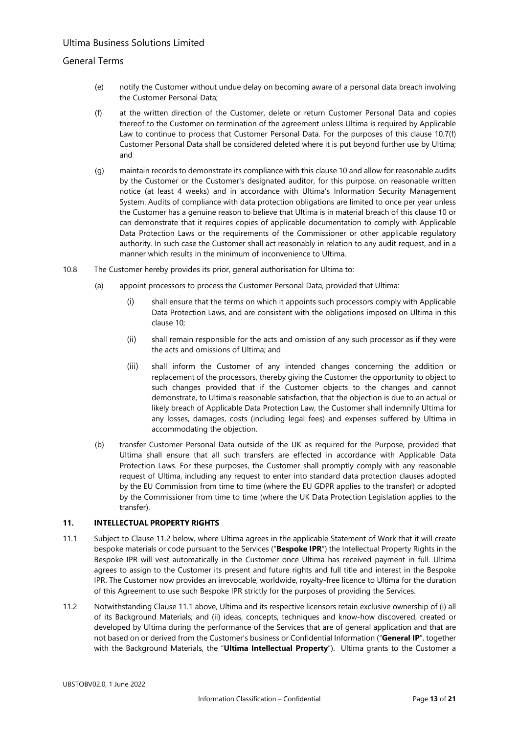(e) notify the Customer without undue delay on becoming aware of a personal data breach involving the Customer Personal Data;

(f) at the written direction of the Customer, delete or return Customer Personal Data and copies thereof to the Customer on termination of the agreement unless Ultima is required by Applicable Law to continue to process that Customer Personal Data. For the purposes of this clause 10.7(f) Customer Personal Data shall be considered deleted where it is put beyond further use by Ultima; and

(g) maintain records to demonstrate its compliance with this clause 10 and allow for reasonable audits by the Customer or the Customer's designated auditor, for this purpose, on reasonable written notice (at least 4 weeks) and in accordance with Ultima's Information Security Management System. Audits of compliance with data protection obligations are limited to once per year unless the Customer has a genuine reason to believe that Ultima is in material breach of this clause 10 or can demonstrate that it requires copies of applicable documentation to comply with Applicable Data Protection Laws or the requirements of the Commissioner or other applicable regulatory authority. In such case the Customer shall act reasonably in relation to any audit request, and in a manner which results in the minimum of inconvenience to Ultima.

10.8 The Customer hereby provides its prior, general authorisation for Ultima to:

(a) appoint processors to process the Customer Personal Data, provided that Ultima:

(i) shall ensure that the terms on which it appoints such processors comply with Applicable Data Protection Laws, and are consistent with the obligations imposed on Ultima in this clause 10;

(ii) shall remain responsible for the acts and omission of any such processor as if they were the acts and omissions of Ultima; and

(iii) shall inform the Customer of any intended changes concerning the addition or replacement of the processors, thereby giving the Customer the opportunity to object to such changes provided that if the Customer objects to the changes and cannot demonstrate, to Ultima's reasonable satisfaction, that the objection is due to an actual or likely breach of Applicable Data Protection Law, the Customer shall indemnify Ultima for any losses, damages, costs (including legal fees) and expenses suffered by Ultima in accommodating the objection.

(b) transfer Customer Personal Data outside of the UK as required for the Purpose, provided that Ultima shall ensure that all such transfers are effected in accordance with Applicable Data Protection Laws. For these purposes, the Customer shall promptly comply with any reasonable request of Ultima, including any request to enter into standard data protection clauses adopted by the EU Commission from time to time (where the EU GDPR applies to the transfer) or adopted by the Commissioner from time to time (where the UK Data Protection Legislation applies to the transfer).

## 11. INTELLECTUAL PROPERTY RIGHTS

11.1 Subject to Clause 11.2 below, where Ultima agrees in the applicable Statement of Work that it will create bespoke materials or code pursuant to the Services ("**Bespoke IPR**") the Intellectual Property Rights in the Bespoke IPR will vest automatically in the Customer once Ultima has received payment in full. Ultima agrees to assign to the Customer its present and future rights and full title and interest in the Bespoke IPR. The Customer now provides an irrevocable, worldwide, royalty-free licence to Ultima for the duration of this Agreement to use such Bespoke IPR strictly for the purposes of providing the Services.

11.2 Notwithstanding Clause 11.1 above, Ultima and its respective licensors retain exclusive ownership of (i) all of its Background Materials; and (ii) ideas, concepts, techniques and know-how discovered, created or developed by Ultima during the performance of the Services that are of general application and that are not based on or derived from the Customer's business or Confidential Information ("**General IP**", together with the Background Materials, the "**Ultima Intellectual Property**"). Ultima grants to the Customer a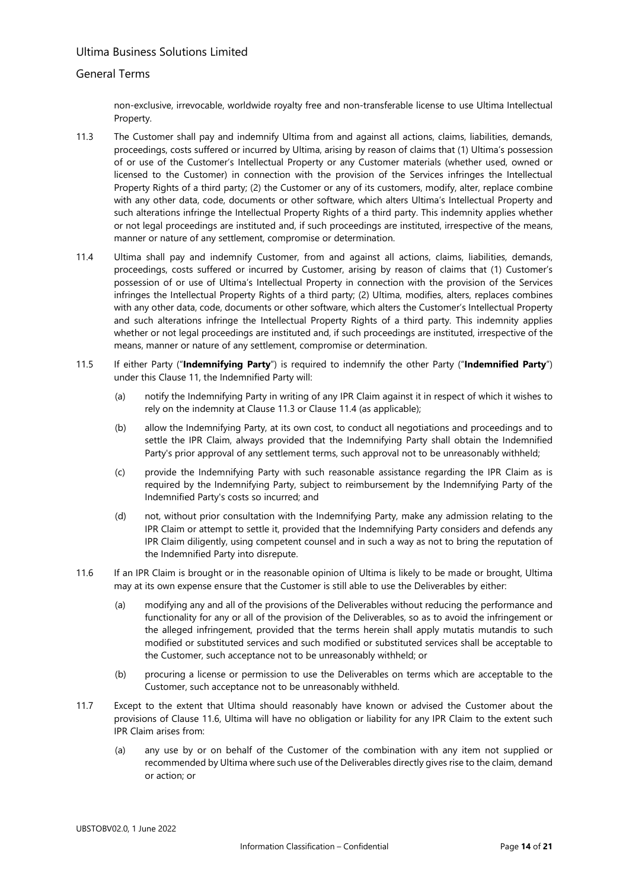non-exclusive, irrevocable, worldwide royalty free and non-transferable license to use Ultima Intellectual Property.

11.3 The Customer shall pay and indemnify Ultima from and against all actions, claims, liabilities, demands, proceedings, costs suffered or incurred by Ultima, arising by reason of claims that (1) Ultima's possession of or use of the Customer's Intellectual Property or any Customer materials (whether used, owned or licensed to the Customer) in connection with the provision of the Services infringes the Intellectual Property Rights of a third party; (2) the Customer or any of its customers, modify, alter, replace combine with any other data, code, documents or other software, which alters Ultima's Intellectual Property and such alterations infringe the Intellectual Property Rights of a third party. This indemnity applies whether or not legal proceedings are instituted and, if such proceedings are instituted, irrespective of the means, manner or nature of any settlement, compromise or determination.

11.4 Ultima shall pay and indemnify Customer, from and against all actions, claims, liabilities, demands, proceedings, costs suffered or incurred by Customer, arising by reason of claims that (1) Customer's possession of or use of Ultima's Intellectual Property in connection with the provision of the Services infringes the Intellectual Property Rights of a third party; (2) Ultima, modifies, alters, replaces combines with any other data, code, documents or other software, which alters the Customer's Intellectual Property and such alterations infringe the Intellectual Property Rights of a third party. This indemnity applies whether or not legal proceedings are instituted and, if such proceedings are instituted, irrespective of the means, manner or nature of any settlement, compromise or determination.

11.5 If either Party ("**Indemnifying Party**") is required to indemnify the other Party ("**Indemnified Party**") under this Clause 11, the Indemnified Party will:

(a) notify the Indemnifying Party in writing of any IPR Claim against it in respect of which it wishes to rely on the indemnity at Clause 11.3 or Clause 11.4 (as applicable);

(b) allow the Indemnifying Party, at its own cost, to conduct all negotiations and proceedings and to settle the IPR Claim, always provided that the Indemnifying Party shall obtain the Indemnified Party's prior approval of any settlement terms, such approval not to be unreasonably withheld;

(c) provide the Indemnifying Party with such reasonable assistance regarding the IPR Claim as is required by the Indemnifying Party, subject to reimbursement by the Indemnifying Party of the Indemnified Party's costs so incurred; and

(d) not, without prior consultation with the Indemnifying Party, make any admission relating to the IPR Claim or attempt to settle it, provided that the Indemnifying Party considers and defends any IPR Claim diligently, using competent counsel and in such a way as not to bring the reputation of the Indemnified Party into disrepute.

11.6 If an IPR Claim is brought or in the reasonable opinion of Ultima is likely to be made or brought, Ultima may at its own expense ensure that the Customer is still able to use the Deliverables by either:

(a) modifying any and all of the provisions of the Deliverables without reducing the performance and functionality for any or all of the provision of the Deliverables, so as to avoid the infringement or the alleged infringement, provided that the terms herein shall apply mutatis mutandis to such modified or substituted services and such modified or substituted services shall be acceptable to the Customer, such acceptance not to be unreasonably withheld; or

(b) procuring a license or permission to use the Deliverables on terms which are acceptable to the Customer, such acceptance not to be unreasonably withheld.

11.7 Except to the extent that Ultima should reasonably have known or advised the Customer about the provisions of Clause 11.6, Ultima will have no obligation or liability for any IPR Claim to the extent such IPR Claim arises from:

(a) any use by or on behalf of the Customer of the combination with any item not supplied or recommended by Ultima where such use of the Deliverables directly gives rise to the claim, demand or action; or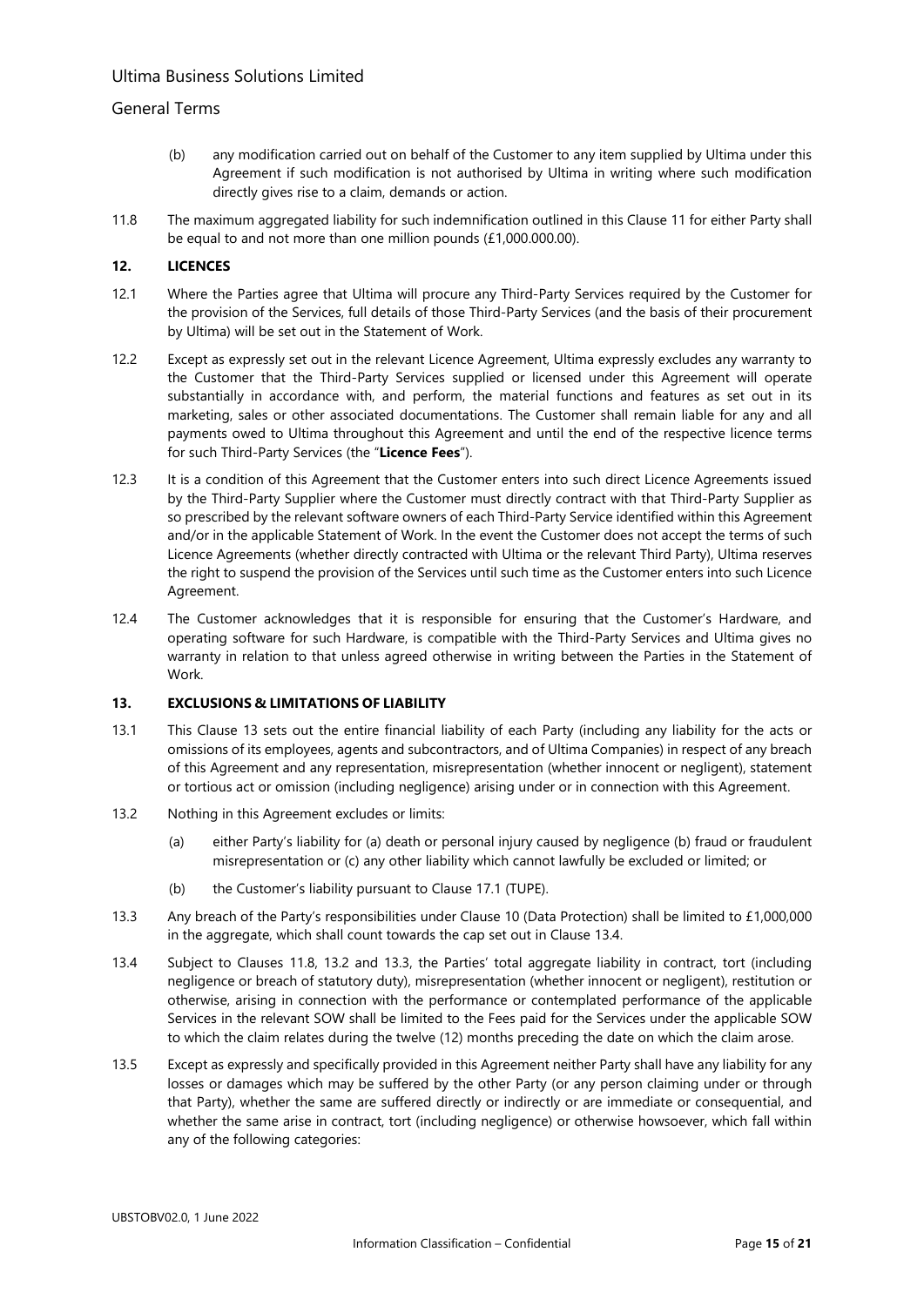(b) any modification carried out on behalf of the Customer to any item supplied by Ultima under this Agreement if such modification is not authorised by Ultima in writing where such modification directly gives rise to a claim, demands or action.

11.8 The maximum aggregated liability for such indemnification outlined in this Clause 11 for either Party shall be equal to and not more than one million pounds (£1,000.000.00).

## 12. LICENCES

12.1 Where the Parties agree that Ultima will procure any Third-Party Services required by the Customer for the provision of the Services, full details of those Third-Party Services (and the basis of their procurement by Ultima) will be set out in the Statement of Work.

12.2 Except as expressly set out in the relevant Licence Agreement, Ultima expressly excludes any warranty to the Customer that the Third-Party Services supplied or licensed under this Agreement will operate substantially in accordance with, and perform, the material functions and features as set out in its marketing, sales or other associated documentations. The Customer shall remain liable for any and all payments owed to Ultima throughout this Agreement and until the end of the respective licence terms for such Third-Party Services (the "**Licence Fees**").

12.3 It is a condition of this Agreement that the Customer enters into such direct Licence Agreements issued by the Third-Party Supplier where the Customer must directly contract with that Third-Party Supplier as so prescribed by the relevant software owners of each Third-Party Service identified within this Agreement and/or in the applicable Statement of Work. In the event the Customer does not accept the terms of such Licence Agreements (whether directly contracted with Ultima or the relevant Third Party), Ultima reserves the right to suspend the provision of the Services until such time as the Customer enters into such Licence Agreement.

12.4 The Customer acknowledges that it is responsible for ensuring that the Customer's Hardware, and operating software for such Hardware, is compatible with the Third-Party Services and Ultima gives no warranty in relation to that unless agreed otherwise in writing between the Parties in the Statement of Work.

## 13. EXCLUSIONS & LIMITATIONS OF LIABILITY

13.1 This Clause 13 sets out the entire financial liability of each Party (including any liability for the acts or omissions of its employees, agents and subcontractors, and of Ultima Companies) in respect of any breach of this Agreement and any representation, misrepresentation (whether innocent or negligent), statement or tortious act or omission (including negligence) arising under or in connection with this Agreement.

13.2 Nothing in this Agreement excludes or limits:

(a) either Party's liability for (a) death or personal injury caused by negligence (b) fraud or fraudulent misrepresentation or (c) any other liability which cannot lawfully be excluded or limited; or

(b) the Customer's liability pursuant to Clause 17.1 (TUPE).

13.3 Any breach of the Party's responsibilities under Clause 10 (Data Protection) shall be limited to £1,000,000 in the aggregate, which shall count towards the cap set out in Clause 13.4.

13.4 Subject to Clauses 11.8, 13.2 and 13.3, the Parties' total aggregate liability in contract, tort (including negligence or breach of statutory duty), misrepresentation (whether innocent or negligent), restitution or otherwise, arising in connection with the performance or contemplated performance of the applicable Services in the relevant SOW shall be limited to the Fees paid for the Services under the applicable SOW to which the claim relates during the twelve (12) months preceding the date on which the claim arose.

13.5 Except as expressly and specifically provided in this Agreement neither Party shall have any liability for any losses or damages which may be suffered by the other Party (or any person claiming under or through that Party), whether the same are suffered directly or indirectly or are immediate or consequential, and whether the same arise in contract, tort (including negligence) or otherwise howsoever, which fall within any of the following categories: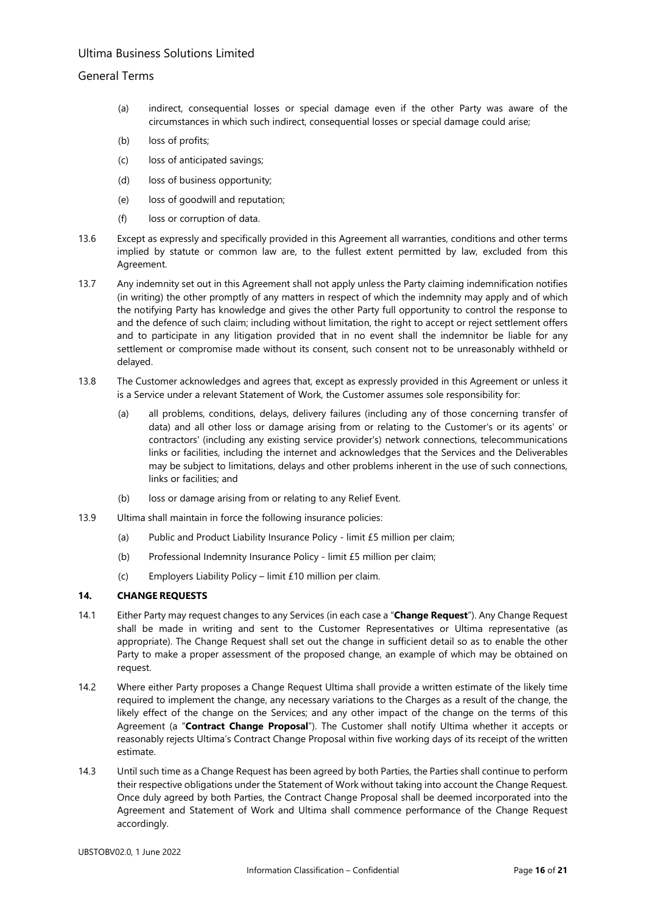(a) indirect, consequential losses or special damage even if the other Party was aware of the circumstances in which such indirect, consequential losses or special damage could arise;

(b) loss of profits;

(c) loss of anticipated savings;

(d) loss of business opportunity;

(e) loss of goodwill and reputation;

(f) loss or corruption of data.

13.6 Except as expressly and specifically provided in this Agreement all warranties, conditions and other terms implied by statute or common law are, to the fullest extent permitted by law, excluded from this Agreement.

13.7 Any indemnity set out in this Agreement shall not apply unless the Party claiming indemnification notifies (in writing) the other promptly of any matters in respect of which the indemnity may apply and of which the notifying Party has knowledge and gives the other Party full opportunity to control the response to and the defence of such claim; including without limitation, the right to accept or reject settlement offers and to participate in any litigation provided that in no event shall the indemnitor be liable for any settlement or compromise made without its consent, such consent not to be unreasonably withheld or delayed.

13.8 The Customer acknowledges and agrees that, except as expressly provided in this Agreement or unless it is a Service under a relevant Statement of Work, the Customer assumes sole responsibility for:

(a) all problems, conditions, delays, delivery failures (including any of those concerning transfer of data) and all other loss or damage arising from or relating to the Customer's or its agents' or contractors' (including any existing service provider's) network connections, telecommunications links or facilities, including the internet and acknowledges that the Services and the Deliverables may be subject to limitations, delays and other problems inherent in the use of such connections, links or facilities; and

(b) loss or damage arising from or relating to any Relief Event.

13.9 Ultima shall maintain in force the following insurance policies:

(a) Public and Product Liability Insurance Policy - limit £5 million per claim;

(b) Professional Indemnity Insurance Policy - limit £5 million per claim;

(c) Employers Liability Policy – limit £10 million per claim.

## 14. CHANGE REQUESTS

14.1 Either Party may request changes to any Services (in each case a "**Change Request**"). Any Change Request shall be made in writing and sent to the Customer Representatives or Ultima representative (as appropriate). The Change Request shall set out the change in sufficient detail so as to enable the other Party to make a proper assessment of the proposed change, an example of which may be obtained on request.

14.2 Where either Party proposes a Change Request Ultima shall provide a written estimate of the likely time required to implement the change, any necessary variations to the Charges as a result of the change, the likely effect of the change on the Services; and any other impact of the change on the terms of this Agreement (a "**Contract Change Proposal**"). The Customer shall notify Ultima whether it accepts or reasonably rejects Ultima's Contract Change Proposal within five working days of its receipt of the written estimate.

14.3 Until such time as a Change Request has been agreed by both Parties, the Parties shall continue to perform their respective obligations under the Statement of Work without taking into account the Change Request. Once duly agreed by both Parties, the Contract Change Proposal shall be deemed incorporated into the Agreement and Statement of Work and Ultima shall commence performance of the Change Request accordingly.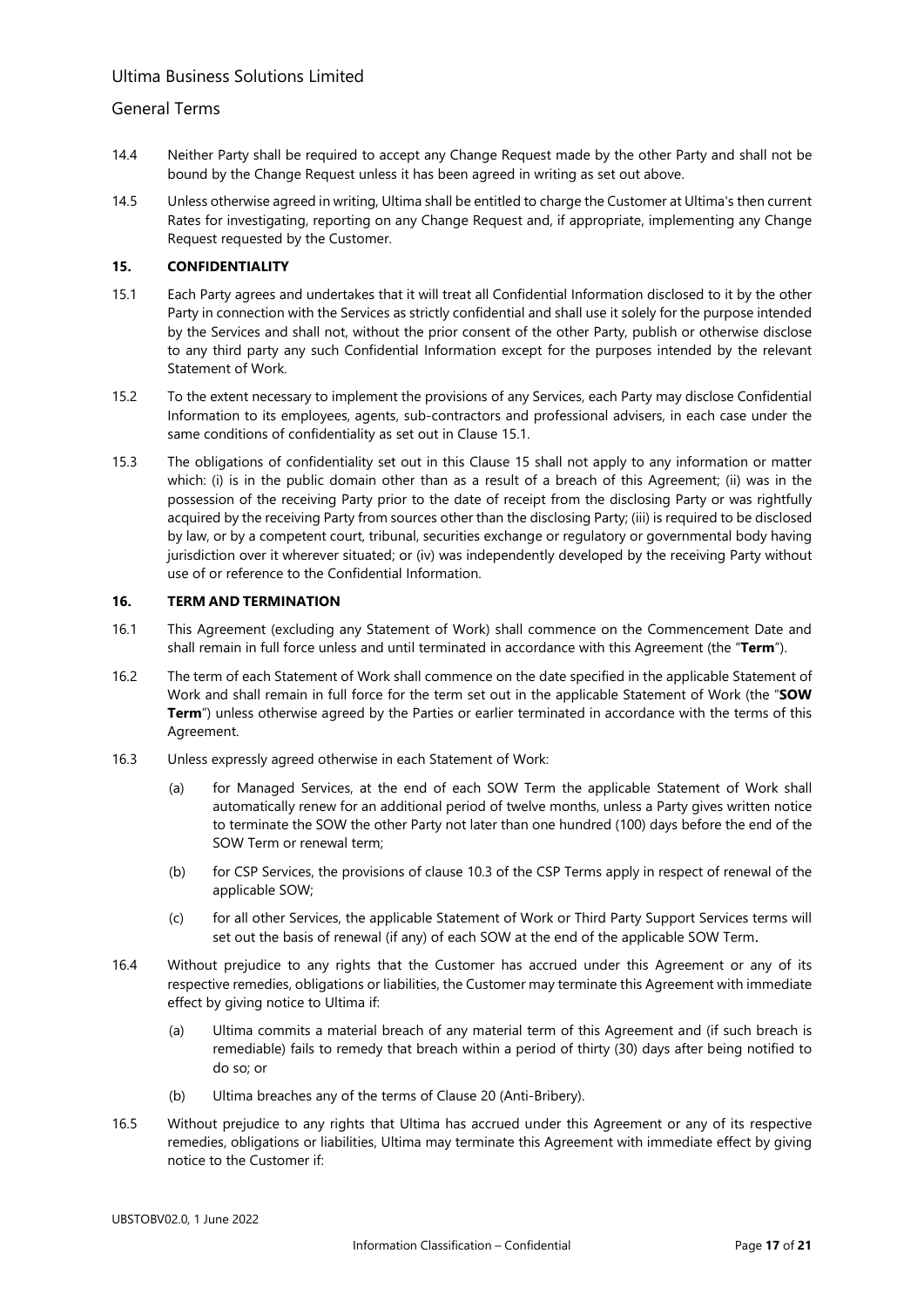14.4 Neither Party shall be required to accept any Change Request made by the other Party and shall not be bound by the Change Request unless it has been agreed in writing as set out above.

14.5 Unless otherwise agreed in writing, Ultima shall be entitled to charge the Customer at Ultima's then current Rates for investigating, reporting on any Change Request and, if appropriate, implementing any Change Request requested by the Customer.

## 15. CONFIDENTIALITY

15.1 Each Party agrees and undertakes that it will treat all Confidential Information disclosed to it by the other Party in connection with the Services as strictly confidential and shall use it solely for the purpose intended by the Services and shall not, without the prior consent of the other Party, publish or otherwise disclose to any third party any such Confidential Information except for the purposes intended by the relevant Statement of Work.

15.2 To the extent necessary to implement the provisions of any Services, each Party may disclose Confidential Information to its employees, agents, sub-contractors and professional advisers, in each case under the same conditions of confidentiality as set out in Clause 15.1.

15.3 The obligations of confidentiality set out in this Clause 15 shall not apply to any information or matter which: (i) is in the public domain other than as a result of a breach of this Agreement; (ii) was in the possession of the receiving Party prior to the date of receipt from the disclosing Party or was rightfully acquired by the receiving Party from sources other than the disclosing Party; (iii) is required to be disclosed by law, or by a competent court, tribunal, securities exchange or regulatory or governmental body having jurisdiction over it wherever situated; or (iv) was independently developed by the receiving Party without use of or reference to the Confidential Information.

## 16. TERM AND TERMINATION

16.1 This Agreement (excluding any Statement of Work) shall commence on the Commencement Date and shall remain in full force unless and until terminated in accordance with this Agreement (the "**Term**").

16.2 The term of each Statement of Work shall commence on the date specified in the applicable Statement of Work and shall remain in full force for the term set out in the applicable Statement of Work (the "**SOW Term**") unless otherwise agreed by the Parties or earlier terminated in accordance with the terms of this Agreement.

16.3 Unless expressly agreed otherwise in each Statement of Work:

(a) for Managed Services, at the end of each SOW Term the applicable Statement of Work shall automatically renew for an additional period of twelve months, unless a Party gives written notice to terminate the SOW the other Party not later than one hundred (100) days before the end of the SOW Term or renewal term;

(b) for CSP Services, the provisions of clause 10.3 of the CSP Terms apply in respect of renewal of the applicable SOW;

(c) for all other Services, the applicable Statement of Work or Third Party Support Services terms will set out the basis of renewal (if any) of each SOW at the end of the applicable SOW Term.

16.4 Without prejudice to any rights that the Customer has accrued under this Agreement or any of its respective remedies, obligations or liabilities, the Customer may terminate this Agreement with immediate effect by giving notice to Ultima if:

(a) Ultima commits a material breach of any material term of this Agreement and (if such breach is remediable) fails to remedy that breach within a period of thirty (30) days after being notified to do so; or

(b) Ultima breaches any of the terms of Clause 20 (Anti-Bribery).

16.5 Without prejudice to any rights that Ultima has accrued under this Agreement or any of its respective remedies, obligations or liabilities, Ultima may terminate this Agreement with immediate effect by giving notice to the Customer if: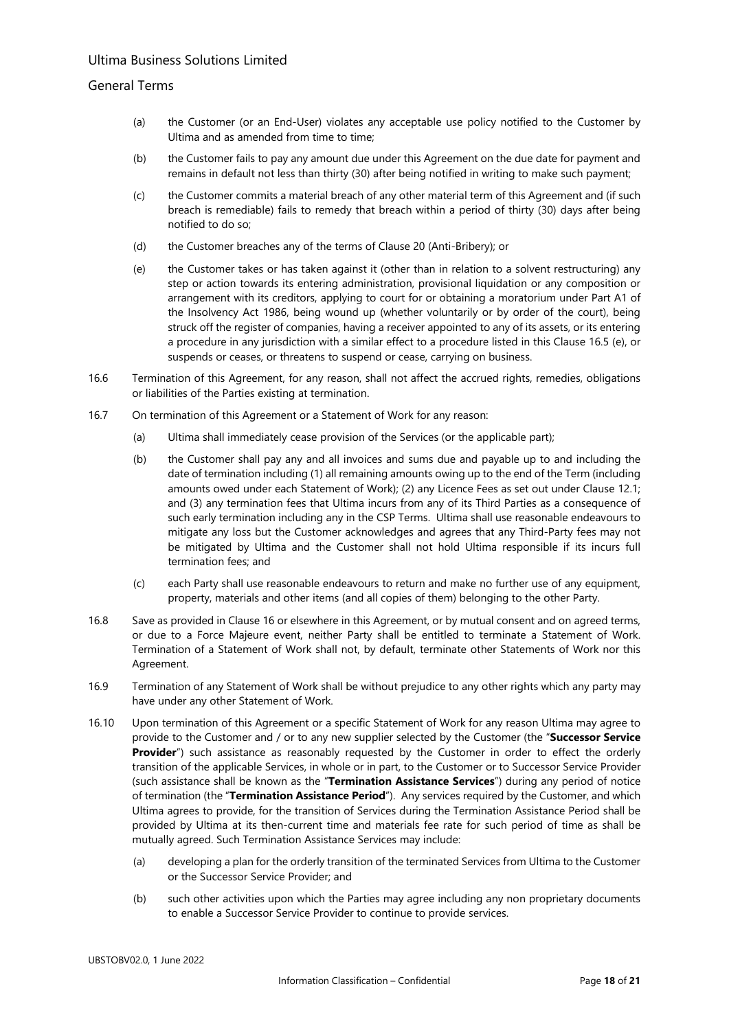(a) the Customer (or an End-User) violates any acceptable use policy notified to the Customer by Ultima and as amended from time to time;

(b) the Customer fails to pay any amount due under this Agreement on the due date for payment and remains in default not less than thirty (30) after being notified in writing to make such payment;

(c) the Customer commits a material breach of any other material term of this Agreement and (if such breach is remediable) fails to remedy that breach within a period of thirty (30) days after being notified to do so;

(d) the Customer breaches any of the terms of Clause 20 (Anti-Bribery); or

(e) the Customer takes or has taken against it (other than in relation to a solvent restructuring) any step or action towards its entering administration, provisional liquidation or any composition or arrangement with its creditors, applying to court for or obtaining a moratorium under Part A1 of the Insolvency Act 1986, being wound up (whether voluntarily or by order of the court), being struck off the register of companies, having a receiver appointed to any of its assets, or its entering a procedure in any jurisdiction with a similar effect to a procedure listed in this Clause 16.5 (e), or suspends or ceases, or threatens to suspend or cease, carrying on business.

16.6 Termination of this Agreement, for any reason, shall not affect the accrued rights, remedies, obligations or liabilities of the Parties existing at termination.

16.7 On termination of this Agreement or a Statement of Work for any reason:

(a) Ultima shall immediately cease provision of the Services (or the applicable part);

(b) the Customer shall pay any and all invoices and sums due and payable up to and including the date of termination including (1) all remaining amounts owing up to the end of the Term (including amounts owed under each Statement of Work); (2) any Licence Fees as set out under Clause 12.1; and (3) any termination fees that Ultima incurs from any of its Third Parties as a consequence of such early termination including any in the CSP Terms. Ultima shall use reasonable endeavours to mitigate any loss but the Customer acknowledges and agrees that any Third-Party fees may not be mitigated by Ultima and the Customer shall not hold Ultima responsible if its incurs full termination fees; and

(c) each Party shall use reasonable endeavours to return and make no further use of any equipment, property, materials and other items (and all copies of them) belonging to the other Party.

16.8 Save as provided in Clause 16 or elsewhere in this Agreement, or by mutual consent and on agreed terms, or due to a Force Majeure event, neither Party shall be entitled to terminate a Statement of Work. Termination of a Statement of Work shall not, by default, terminate other Statements of Work nor this Agreement.

16.9 Termination of any Statement of Work shall be without prejudice to any other rights which any party may have under any other Statement of Work.

16.10 Upon termination of this Agreement or a specific Statement of Work for any reason Ultima may agree to provide to the Customer and / or to any new supplier selected by the Customer (the "**Successor Service Provider**") such assistance as reasonably requested by the Customer in order to effect the orderly transition of the applicable Services, in whole or in part, to the Customer or to Successor Service Provider (such assistance shall be known as the "**Termination Assistance Services**") during any period of notice of termination (the "**Termination Assistance Period**"). Any services required by the Customer, and which Ultima agrees to provide, for the transition of Services during the Termination Assistance Period shall be provided by Ultima at its then-current time and materials fee rate for such period of time as shall be mutually agreed. Such Termination Assistance Services may include:

(a) developing a plan for the orderly transition of the terminated Services from Ultima to the Customer or the Successor Service Provider; and

(b) such other activities upon which the Parties may agree including any non proprietary documents to enable a Successor Service Provider to continue to provide services.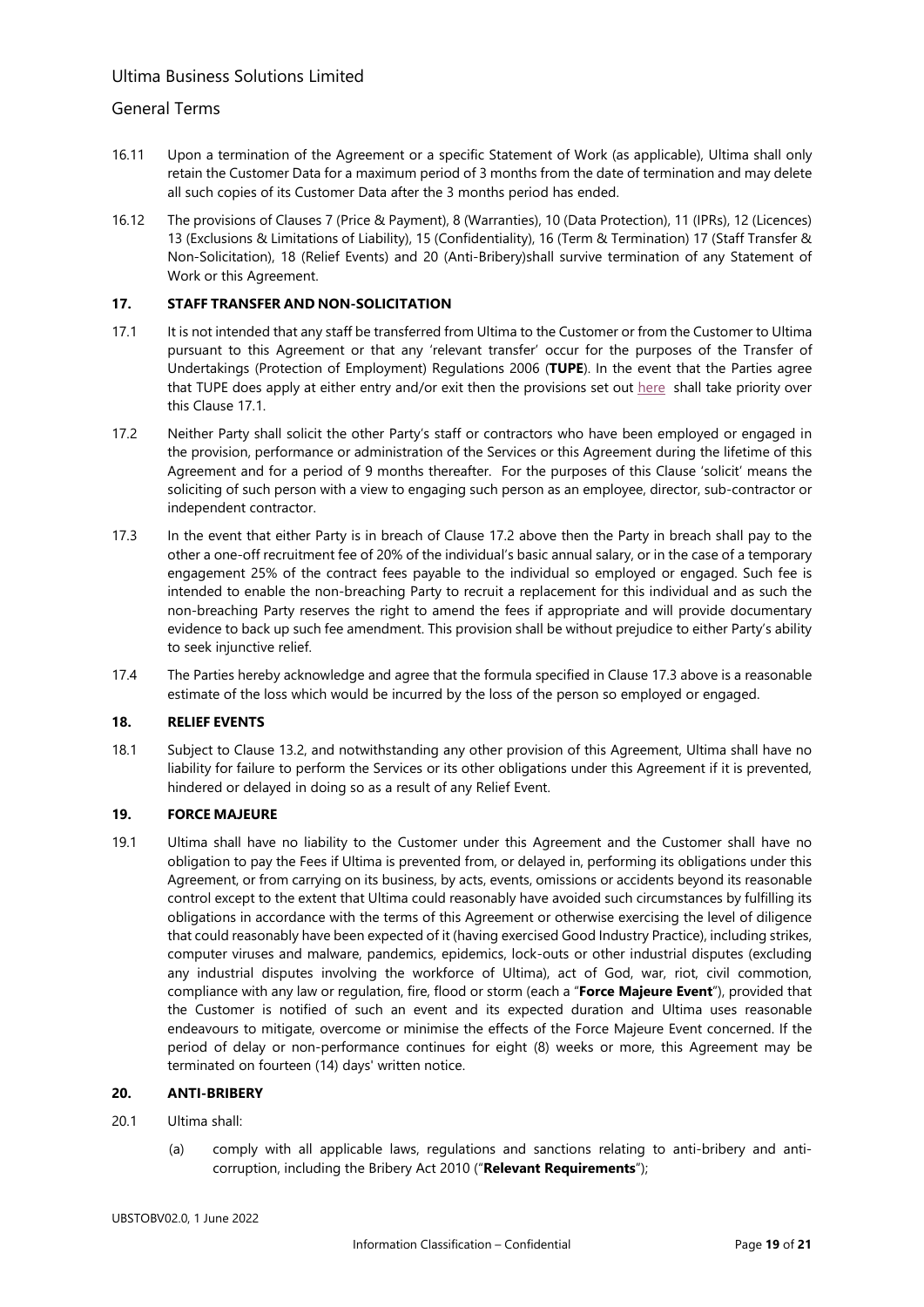16.11 Upon a termination of the Agreement or a specific Statement of Work (as applicable), Ultima shall only retain the Customer Data for a maximum period of 3 months from the date of termination and may delete all such copies of its Customer Data after the 3 months period has ended.

16.12 The provisions of Clauses 7 (Price & Payment), 8 (Warranties), 10 (Data Protection), 11 (IPRs), 12 (Licences) 13 (Exclusions & Limitations of Liability), 15 (Confidentiality), 16 (Term & Termination) 17 (Staff Transfer & Non-Solicitation), 18 (Relief Events) and 20 (Anti-Bribery)shall survive termination of any Statement of Work or this Agreement.

## 17. STAFF TRANSFER AND NON-SOLICITATION

17.1 It is not intended that any staff be transferred from Ultima to the Customer or from the Customer to Ultima pursuant to this Agreement or that any 'relevant transfer' occur for the purposes of the Transfer of Undertakings (Protection of Employment) Regulations 2006 (**TUPE**). In the event that the Parties agree that TUPE does apply at either entry and/or exit then the provisions set out here shall take priority over this Clause 17.1.

17.2 Neither Party shall solicit the other Party's staff or contractors who have been employed or engaged in the provision, performance or administration of the Services or this Agreement during the lifetime of this Agreement and for a period of 9 months thereafter. For the purposes of this Clause 'solicit' means the soliciting of such person with a view to engaging such person as an employee, director, sub-contractor or independent contractor.

17.3 In the event that either Party is in breach of Clause 17.2 above then the Party in breach shall pay to the other a one-off recruitment fee of 20% of the individual's basic annual salary, or in the case of a temporary engagement 25% of the contract fees payable to the individual so employed or engaged. Such fee is intended to enable the non-breaching Party to recruit a replacement for this individual and as such the non-breaching Party reserves the right to amend the fees if appropriate and will provide documentary evidence to back up such fee amendment. This provision shall be without prejudice to either Party's ability to seek injunctive relief.

17.4 The Parties hereby acknowledge and agree that the formula specified in Clause 17.3 above is a reasonable estimate of the loss which would be incurred by the loss of the person so employed or engaged.

## 18. RELIEF EVENTS

18.1 Subject to Clause 13.2, and notwithstanding any other provision of this Agreement, Ultima shall have no liability for failure to perform the Services or its other obligations under this Agreement if it is prevented, hindered or delayed in doing so as a result of any Relief Event.

## 19. FORCE MAJEURE

19.1 Ultima shall have no liability to the Customer under this Agreement and the Customer shall have no obligation to pay the Fees if Ultima is prevented from, or delayed in, performing its obligations under this Agreement, or from carrying on its business, by acts, events, omissions or accidents beyond its reasonable control except to the extent that Ultima could reasonably have avoided such circumstances by fulfilling its obligations in accordance with the terms of this Agreement or otherwise exercising the level of diligence that could reasonably have been expected of it (having exercised Good Industry Practice), including strikes, computer viruses and malware, pandemics, epidemics, lock-outs or other industrial disputes (excluding any industrial disputes involving the workforce of Ultima), act of God, war, riot, civil commotion, compliance with any law or regulation, fire, flood or storm (each a "**Force Majeure Event**"), provided that the Customer is notified of such an event and its expected duration and Ultima uses reasonable endeavours to mitigate, overcome or minimise the effects of the Force Majeure Event concerned. If the period of delay or non-performance continues for eight (8) weeks or more, this Agreement may be terminated on fourteen (14) days' written notice.

## 20. ANTI-BRIBERY

20.1 Ultima shall:

(a) comply with all applicable laws, regulations and sanctions relating to anti-bribery and anti-corruption, including the Bribery Act 2010 ("**Relevant Requirements**");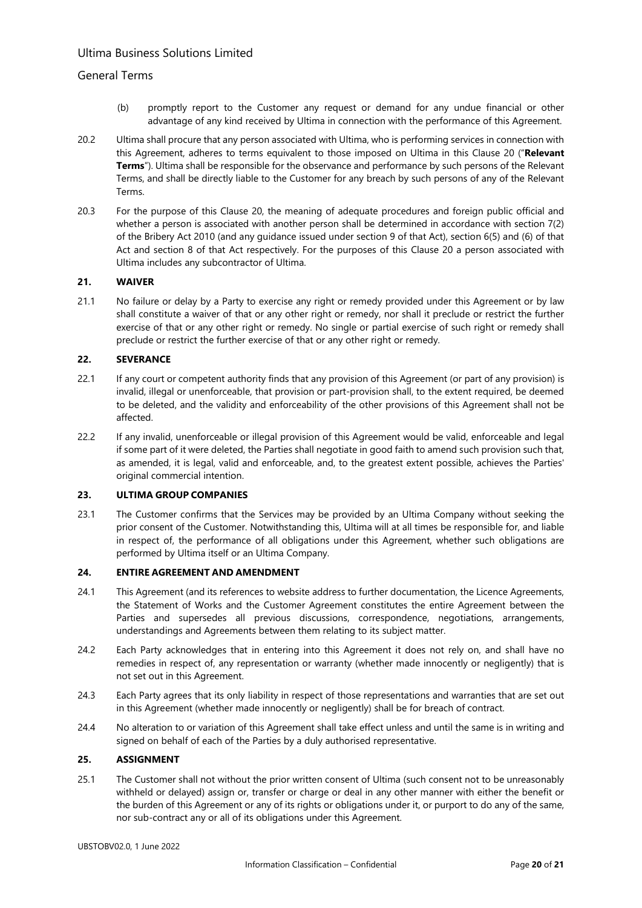(b) promptly report to the Customer any request or demand for any undue financial or other advantage of any kind received by Ultima in connection with the performance of this Agreement.

20.2 Ultima shall procure that any person associated with Ultima, who is performing services in connection with this Agreement, adheres to terms equivalent to those imposed on Ultima in this Clause 20 ("**Relevant Terms**"). Ultima shall be responsible for the observance and performance by such persons of the Relevant Terms, and shall be directly liable to the Customer for any breach by such persons of any of the Relevant Terms.

20.3 For the purpose of this Clause 20, the meaning of adequate procedures and foreign public official and whether a person is associated with another person shall be determined in accordance with section 7(2) of the Bribery Act 2010 (and any guidance issued under section 9 of that Act), section 6(5) and (6) of that Act and section 8 of that Act respectively. For the purposes of this Clause 20 a person associated with Ultima includes any subcontractor of Ultima.

## 21. WAIVER

21.1 No failure or delay by a Party to exercise any right or remedy provided under this Agreement or by law shall constitute a waiver of that or any other right or remedy, nor shall it preclude or restrict the further exercise of that or any other right or remedy. No single or partial exercise of such right or remedy shall preclude or restrict the further exercise of that or any other right or remedy.

## 22. SEVERANCE

22.1 If any court or competent authority finds that any provision of this Agreement (or part of any provision) is invalid, illegal or unenforceable, that provision or part-provision shall, to the extent required, be deemed to be deleted, and the validity and enforceability of the other provisions of this Agreement shall not be affected.

22.2 If any invalid, unenforceable or illegal provision of this Agreement would be valid, enforceable and legal if some part of it were deleted, the Parties shall negotiate in good faith to amend such provision such that, as amended, it is legal, valid and enforceable, and, to the greatest extent possible, achieves the Parties' original commercial intention.

## 23. ULTIMA GROUP COMPANIES

23.1 The Customer confirms that the Services may be provided by an Ultima Company without seeking the prior consent of the Customer. Notwithstanding this, Ultima will at all times be responsible for, and liable in respect of, the performance of all obligations under this Agreement, whether such obligations are performed by Ultima itself or an Ultima Company.

## 24. ENTIRE AGREEMENT AND AMENDMENT

24.1 This Agreement (and its references to website address to further documentation, the Licence Agreements, the Statement of Works and the Customer Agreement constitutes the entire Agreement between the Parties and supersedes all previous discussions, correspondence, negotiations, arrangements, understandings and Agreements between them relating to its subject matter.

24.2 Each Party acknowledges that in entering into this Agreement it does not rely on, and shall have no remedies in respect of, any representation or warranty (whether made innocently or negligently) that is not set out in this Agreement.

24.3 Each Party agrees that its only liability in respect of those representations and warranties that are set out in this Agreement (whether made innocently or negligently) shall be for breach of contract.

24.4 No alteration to or variation of this Agreement shall take effect unless and until the same is in writing and signed on behalf of each of the Parties by a duly authorised representative.

## 25. ASSIGNMENT

25.1 The Customer shall not without the prior written consent of Ultima (such consent not to be unreasonably withheld or delayed) assign or, transfer or charge or deal in any other manner with either the benefit or the burden of this Agreement or any of its rights or obligations under it, or purport to do any of the same, nor sub-contract any or all of its obligations under this Agreement.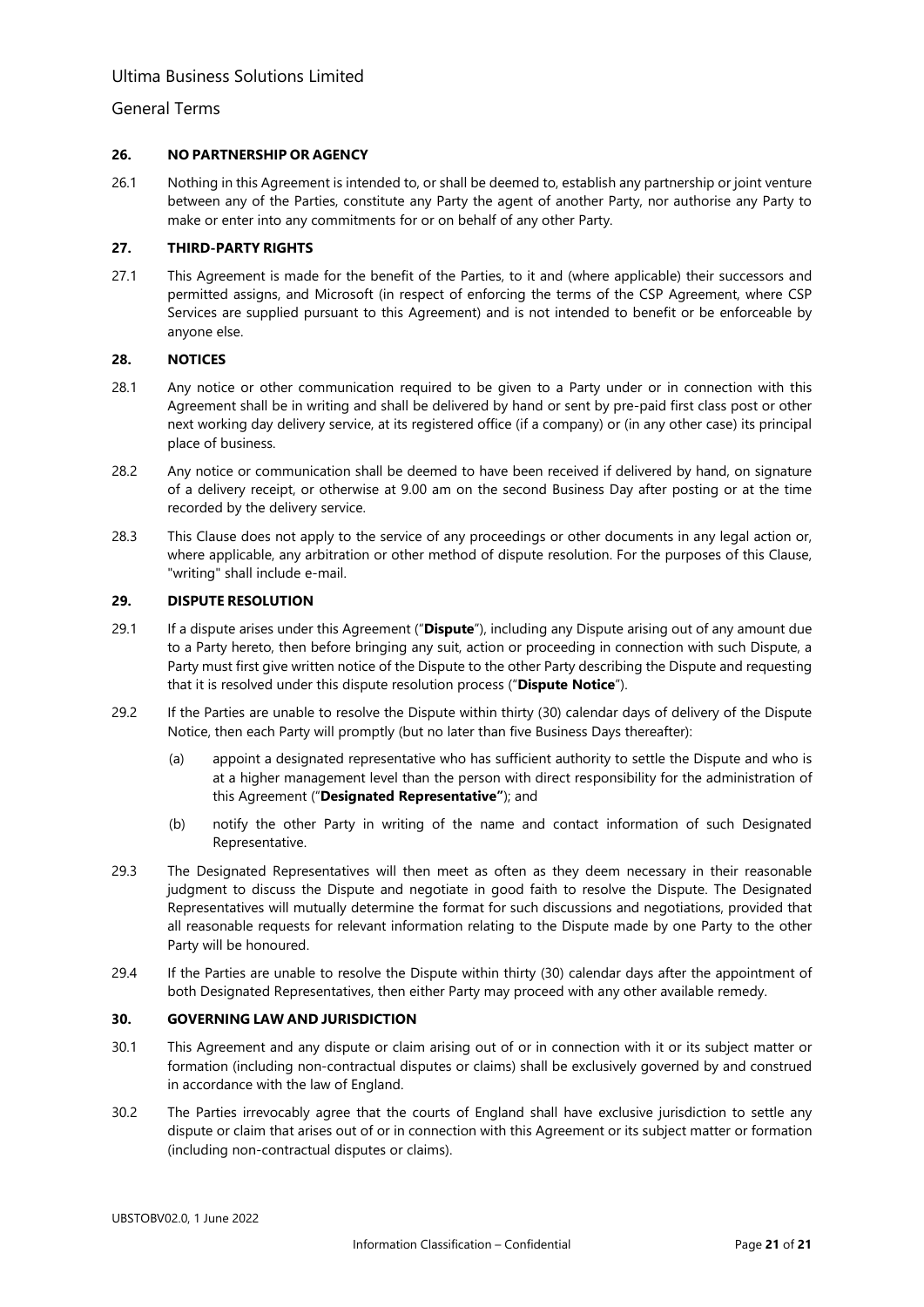## 26. NO PARTNERSHIP OR AGENCY

26.1 Nothing in this Agreement is intended to, or shall be deemed to, establish any partnership or joint venture between any of the Parties, constitute any Party the agent of another Party, nor authorise any Party to make or enter into any commitments for or on behalf of any other Party.

## 27. THIRD-PARTY RIGHTS

27.1 This Agreement is made for the benefit of the Parties, to it and (where applicable) their successors and permitted assigns, and Microsoft (in respect of enforcing the terms of the CSP Agreement, where CSP Services are supplied pursuant to this Agreement) and is not intended to benefit or be enforceable by anyone else.

## 28. NOTICES

28.1 Any notice or other communication required to be given to a Party under or in connection with this Agreement shall be in writing and shall be delivered by hand or sent by pre-paid first class post or other next working day delivery service, at its registered office (if a company) or (in any other case) its principal place of business.

28.2 Any notice or communication shall be deemed to have been received if delivered by hand, on signature of a delivery receipt, or otherwise at 9.00 am on the second Business Day after posting or at the time recorded by the delivery service.

28.3 This Clause does not apply to the service of any proceedings or other documents in any legal action or, where applicable, any arbitration or other method of dispute resolution. For the purposes of this Clause, "writing" shall include e-mail.

## 29. DISPUTE RESOLUTION

29.1 If a dispute arises under this Agreement ("**Dispute**"), including any Dispute arising out of any amount due to a Party hereto, then before bringing any suit, action or proceeding in connection with such Dispute, a Party must first give written notice of the Dispute to the other Party describing the Dispute and requesting that it is resolved under this dispute resolution process ("**Dispute Notice**").

29.2 If the Parties are unable to resolve the Dispute within thirty (30) calendar days of delivery of the Dispute Notice, then each Party will promptly (but no later than five Business Days thereafter):

(a) appoint a designated representative who has sufficient authority to settle the Dispute and who is at a higher management level than the person with direct responsibility for the administration of this Agreement ("**Designated Representative"**); and

(b) notify the other Party in writing of the name and contact information of such Designated Representative.

29.3 The Designated Representatives will then meet as often as they deem necessary in their reasonable judgment to discuss the Dispute and negotiate in good faith to resolve the Dispute. The Designated Representatives will mutually determine the format for such discussions and negotiations, provided that all reasonable requests for relevant information relating to the Dispute made by one Party to the other Party will be honoured.

29.4 If the Parties are unable to resolve the Dispute within thirty (30) calendar days after the appointment of both Designated Representatives, then either Party may proceed with any other available remedy.

## 30. GOVERNING LAW AND JURISDICTION

30.1 This Agreement and any dispute or claim arising out of or in connection with it or its subject matter or formation (including non-contractual disputes or claims) shall be exclusively governed by and construed in accordance with the law of England.

30.2 The Parties irrevocably agree that the courts of England shall have exclusive jurisdiction to settle any dispute or claim that arises out of or in connection with this Agreement or its subject matter or formation (including non-contractual disputes or claims).